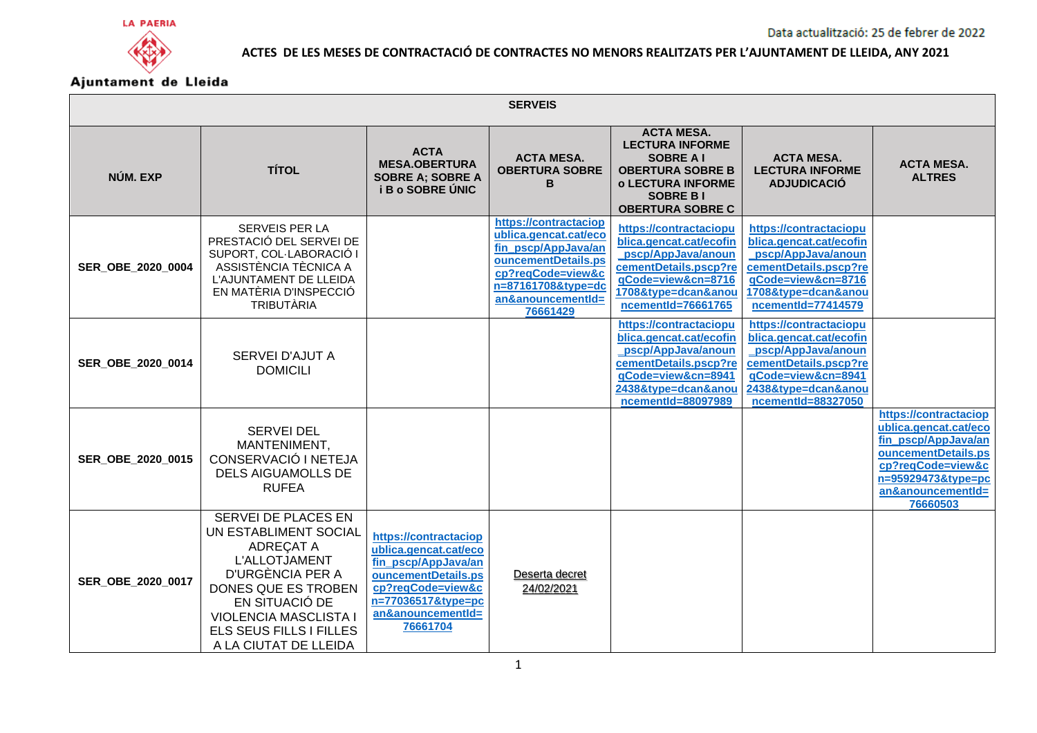LA PAERIA

Ajuntament de Lleida

Data actualització: 25 de febrer de 2022

# ACTES DE LES MESES DE CONTRACTACIÓ DE CONTRACTES NO MENORS REALITZATS PER L'AJUNTAMENT DE LLEIDA, ANY 2021

| SERVEIS | | | | | | |
|---|---|---|---|---|---|---|
| **NÚM. EXP** | **TÍTOL** | **ACTA MESA.OBERTURA SOBRE A; SOBRE A i B o SOBRE ÚNIC** | **ACTA MESA. OBERTURA SOBRE B** | **ACTA MESA. LECTURA INFORME SOBRE A I OBERTURA SOBRE B o LECTURA INFORME SOBRE B I OBERTURA SOBRE C** | **ACTA MESA. LECTURA INFORME ADJUDICACIÓ** | **ACTA MESA. ALTRES** |
| **SER_OBE_2020_0004** | SERVEIS PER LA PRESTACIÓ DEL SERVEI DE SUPORT, COL·LABORACIÓ I ASSISTÈNCIA TÈCNICA A L'AJUNTAMENT DE LLEIDA EN MATÈRIA D'INSPECCIÓ TRIBUTÀRIA | | https://contractaciopublica.gencat.cat/ecofin_pscp/AppJava/anouncementDetails.pscp?reqCode=view&cn=87161708&type=dcan&anouncementId=76661429 | https://contractaciopublica.gencat.cat/ecofin_pscp/AppJava/anouncementDetails.pscp?reqCode=view&cn=87161708&type=dcan&anouncementId=76661765 | https://contractaciopublica.gencat.cat/ecofin_pscp/AppJava/anouncementDetails.pscp?reqCode=view&cn=87161708&type=dcan&anouncementId=77414579 | |
| **SER_OBE_2020_0014** | SERVEI D'AJUT A DOMICILI | | | https://contractaciopublica.gencat.cat/ecofin_pscp/AppJava/anouncementDetails.pscp?reqCode=view&cn=89412438&type=dcan&anouncementId=88097989 | https://contractaciopublica.gencat.cat/ecofin_pscp/AppJava/anouncementDetails.pscp?reqCode=view&cn=89412438&type=dcan&anouncementId=88327050 | |
| **SER_OBE_2020_0015** | SERVEI DEL MANTENIMENT, CONSERVACIÓ I NETEJA DELS AIGUAMOLLS DE RUFEA | | | | | https://contractaciopublica.gencat.cat/ecofin_pscp/AppJava/anouncementDetails.pscp?reqCode=view&cn=95929473&type=pcan&anouncementId=76660503 |
| **SER_OBE_2020_0017** | SERVEI DE PLACES EN UN ESTABLIMENT SOCIAL ADREÇAT A L'ALLOTJAMENT D'URGÈNCIA PER A DONES QUE ES TROBEN EN SITUACIÓ DE VIOLENCIA MASCLISTA I ELS SEUS FILLS I FILLES A LA CIUTAT DE LLEIDA | https://contractaciopublica.gencat.cat/ecofin_pscp/AppJava/anouncementDetails.pscp?reqCode=view&cn=77036517&type=pcan&anouncementId=76661704 | Deserta decret 24/02/2021 | | | |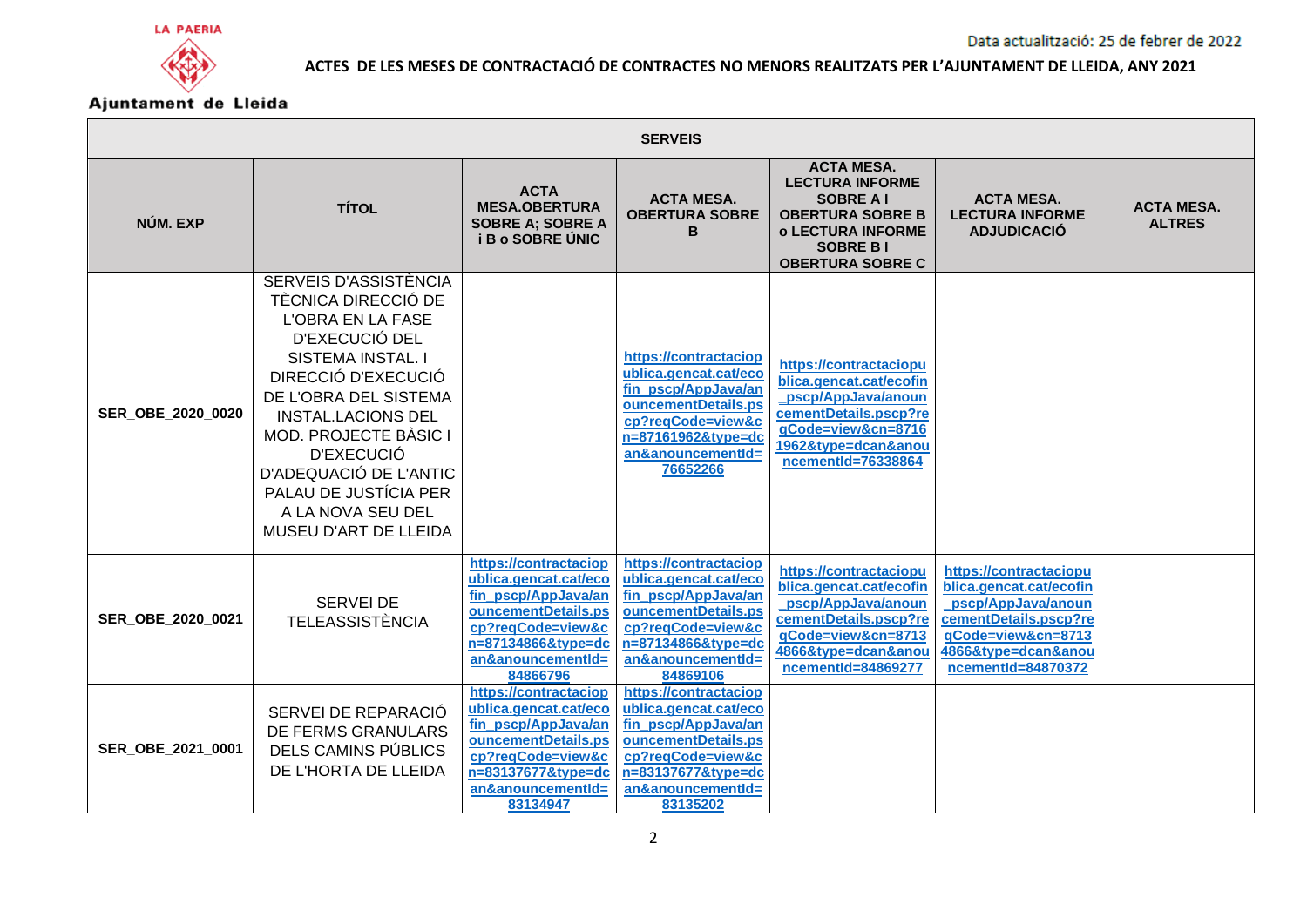LA PAERIA

Ajuntament de Lleida

Data actualització: 25 de febrer de 2022

**ACTES DE LES MESES DE CONTRACTACIÓ DE CONTRACTES NO MENORS REALITZATS PER L'AJUNTAMENT DE LLEIDA, ANY 2021**

| **SERVEIS** | | | | | | |
|---|---|---|---|---|---|---|
| **NÚM. EXP** | **TÍTOL** | **ACTA MESA.OBERTURA SOBRE A; SOBRE A i B o SOBRE ÚNIC** | **ACTA MESA. OBERTURA SOBRE B** | **ACTA MESA. LECTURA INFORME SOBRE A I OBERTURA SOBRE B o LECTURA INFORME SOBRE B I OBERTURA SOBRE C** | **ACTA MESA. LECTURA INFORME ADJUDICACIÓ** | **ACTA MESA. ALTRES** |
| **SER_OBE_2020_0020** | SERVEIS D'ASSISTÈNCIA TÈCNICA DIRECCIÓ DE L'OBRA EN LA FASE D'EXECUCIÓ DEL SISTEMA INSTAL. I DIRECCIÓ D'EXECUCIÓ DE L'OBRA DEL SISTEMA INSTAL.LACIONS DEL MOD. PROJECTE BÀSIC I D'EXECUCIÓ D'ADEQUACIÓ DE L'ANTIC PALAU DE JUSTÍCIA PER A LA NOVA SEU DEL MUSEU D'ART DE LLEIDA | | https://contractaciopublica.gencat.cat/ecofin_pscp/AppJava/anouncementDetails.pscp?reqCode=view&cn=87161962&type=dcan&anouncementId=76652266 | https://contractaciopublica.gencat.cat/ecofin_pscp/AppJava/anouncementDetails.pscp?reqCode=view&cn=87161962&type=dcan&anouncementId=76338864 | | |
| **SER_OBE_2020_0021** | SERVEI DE TELEASSISTÈNCIA | https://contractaciopublica.gencat.cat/ecofin_pscp/AppJava/anouncementDetails.pscp?reqCode=view&cn=87134866&type=dcan&anouncementId=84866796 | https://contractaciopublica.gencat.cat/ecofin_pscp/AppJava/anouncementDetails.pscp?reqCode=view&cn=87134866&type=dcan&anouncementId=84869106 | https://contractaciopublica.gencat.cat/ecofin_pscp/AppJava/anouncementDetails.pscp?reqCode=view&cn=87134866&type=dcan&anouncementId=84869277 | https://contractaciopublica.gencat.cat/ecofin_pscp/AppJava/anouncementDetails.pscp?reqCode=view&cn=87134866&type=dcan&anouncementId=84870372 | |
| **SER_OBE_2021_0001** | SERVEI DE REPARACIÓ DE FERMS GRANULARS DELS CAMINS PÚBLICS DE L'HORTA DE LLEIDA | https://contractaciopublica.gencat.cat/ecofin_pscp/AppJava/anouncementDetails.pscp?reqCode=view&cn=83137677&type=dcan&anouncementId=83134947 | https://contractaciopublica.gencat.cat/ecofin_pscp/AppJava/anouncementDetails.pscp?reqCode=view&cn=83137677&type=dcan&anouncementId=83135202 | | | |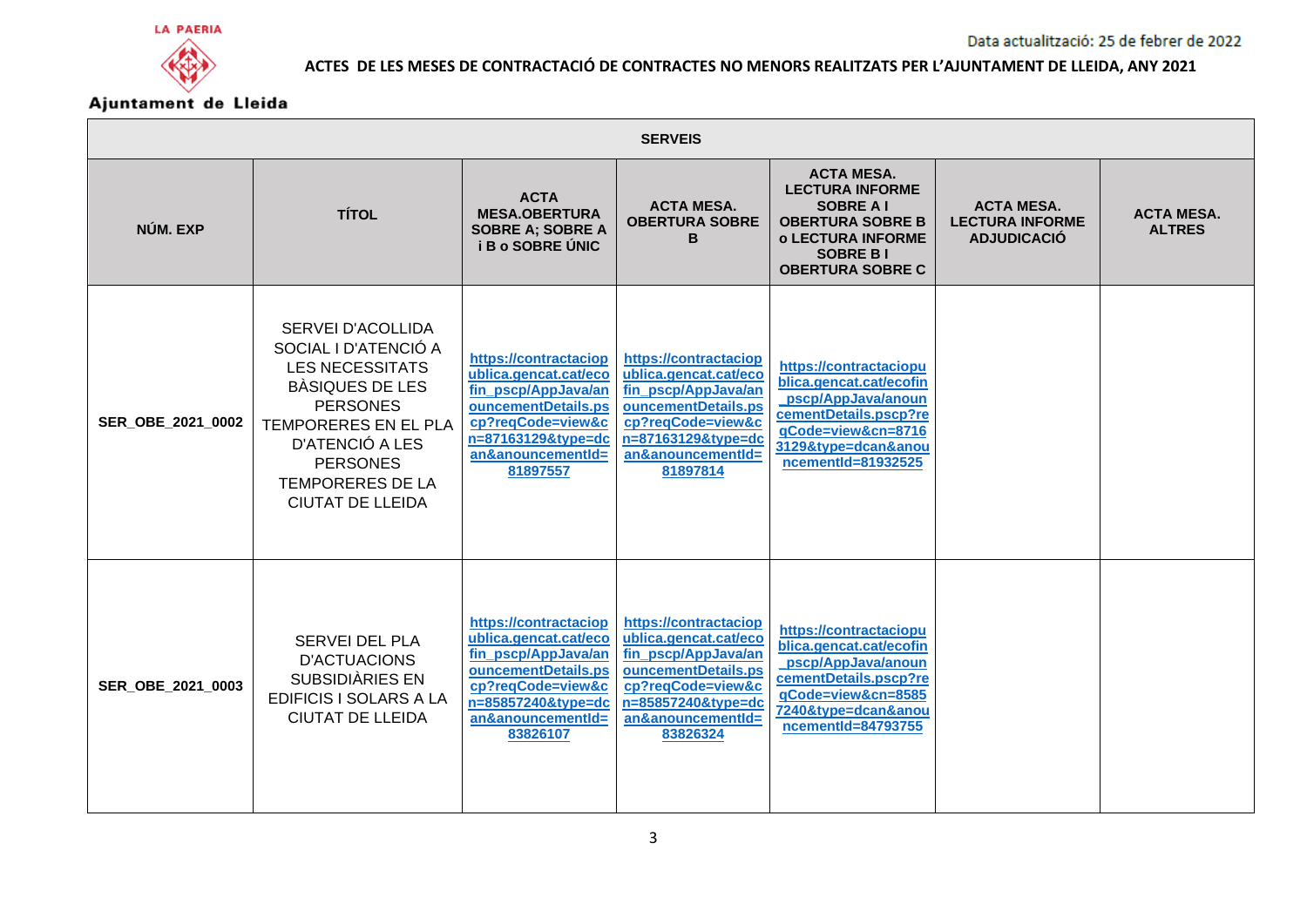LA PAERIA

Ajuntament de Lleida

Data actualització: 25 de febrer de 2022

**ACTES DE LES MESES DE CONTRACTACIÓ DE CONTRACTES NO MENORS REALITZATS PER L'AJUNTAMENT DE LLEIDA, ANY 2021**

| SERVEIS | | | | | | |
|---|---|---|---|---|---|---|
| **NÚM. EXP** | **TÍTOL** | **ACTA MESA.OBERTURA SOBRE A; SOBRE A i B o SOBRE ÚNIC** | **ACTA MESA. OBERTURA SOBRE B** | **ACTA MESA. LECTURA INFORME SOBRE A I OBERTURA SOBRE B o LECTURA INFORME SOBRE B I OBERTURA SOBRE C** | **ACTA MESA. LECTURA INFORME ADJUDICACIÓ** | **ACTA MESA. ALTRES** |
| **SER_OBE_2021_0002** | SERVEI D'ACOLLIDA SOCIAL I D'ATENCIÓ A LES NECESSITATS BÀSIQUES DE LES PERSONES TEMPORERES EN EL PLA D'ATENCIÓ A LES PERSONES TEMPORERES DE LA CIUTAT DE LLEIDA | https://contractaciopublica.gencat.cat/ecofin_pscp/AppJava/anouncementDetails.pscp?reqCode=view&cn=87163129&type=dcan&anouncementId=81897557 | https://contractaciopublica.gencat.cat/ecofin_pscp/AppJava/anouncementDetails.pscp?reqCode=view&cn=87163129&type=dcan&anouncementId=81897814 | https://contractaciopublica.gencat.cat/ecofin_pscp/AppJava/anouncementDetails.pscp?reqCode=view&cn=87163129&type=dcan&anouncementId=81932525 | | |
| **SER_OBE_2021_0003** | SERVEI DEL PLA D'ACTUACIONS SUBSIDIÀRIES EN EDIFICIS I SOLARS A LA CIUTAT DE LLEIDA | https://contractaciopublica.gencat.cat/ecofin_pscp/AppJava/anouncementDetails.pscp?reqCode=view&cn=85857240&type=dcan&anouncementId=83826107 | https://contractaciopublica.gencat.cat/ecofin_pscp/AppJava/anouncementDetails.pscp?reqCode=view&cn=85857240&type=dcan&anouncementId=83826324 | https://contractaciopublica.gencat.cat/ecofin_pscp/AppJava/anouncementDetails.pscp?reqCode=view&cn=85857240&type=dcan&anouncementId=84793755 | | |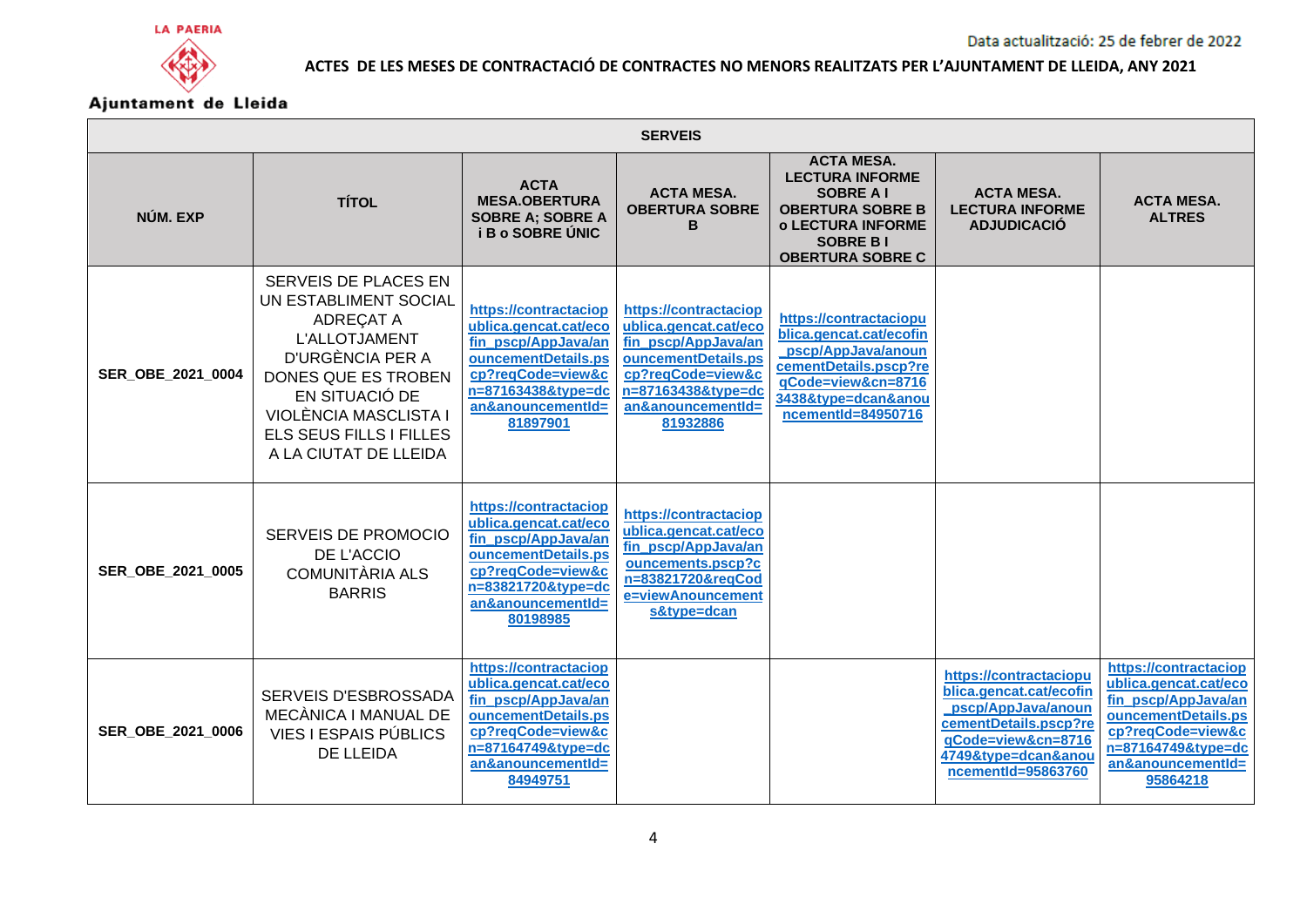LA PAERIA

Ajuntament de Lleida

Data actualització: 25 de febrer de 2022

**ACTES DE LES MESES DE CONTRACTACIÓ DE CONTRACTES NO MENORS REALITZATS PER L'AJUNTAMENT DE LLEIDA, ANY 2021**

| SERVEIS | | | | | | |
|---|---|---|---|---|---|---|
| **NÚM. EXP** | **TÍTOL** | **ACTA MESA.OBERTURA SOBRE A; SOBRE A i B o SOBRE ÚNIC** | **ACTA MESA. OBERTURA SOBRE B** | **ACTA MESA. LECTURA INFORME SOBRE A I OBERTURA SOBRE B o LECTURA INFORME SOBRE B I OBERTURA SOBRE C** | **ACTA MESA. LECTURA INFORME ADJUDICACIÓ** | **ACTA MESA. ALTRES** |
| **SER_OBE_2021_0004** | SERVEIS DE PLACES EN UN ESTABLIMENT SOCIAL ADREÇAT A L'ALLOTJAMENT D'URGÈNCIA PER A DONES QUE ES TROBEN EN SITUACIÓ DE VIOLÈNCIA MASCLISTA I ELS SEUS FILLS I FILLES A LA CIUTAT DE LLEIDA | https://contractaciopublica.gencat.cat/ecofin_pscp/AppJava/anouncementDetails.pscp?reqCode=view&cn=87163438&type=dcan&anouncementId=81897901 | https://contractaciopublica.gencat.cat/ecofin_pscp/AppJava/anouncementDetails.pscp?reqCode=view&cn=87163438&type=dcan&anouncementId=81932886 | https://contractaciopublica.gencat.cat/ecofin_pscp/AppJava/anouncementDetails.pscp?reqCode=view&cn=87163438&type=dcan&anouncementId=84950716 | | |
| **SER_OBE_2021_0005** | SERVEIS DE PROMOCIO DE L'ACCIO COMUNITÀRIA ALS BARRIS | https://contractaciopublica.gencat.cat/ecofin_pscp/AppJava/anouncementDetails.pscp?reqCode=view&cn=83821720&type=dcan&anouncementId=80198985 | https://contractaciopublica.gencat.cat/ecofin_pscp/AppJava/anouncements.pscp?cn=83821720&reqCode=viewAnouncements&type=dcan | | | |
| **SER_OBE_2021_0006** | SERVEIS D'ESBROSSADA MECÀNICA I MANUAL DE VIES I ESPAIS PÚBLICS DE LLEIDA | https://contractaciopublica.gencat.cat/ecofin_pscp/AppJava/anouncementDetails.pscp?reqCode=view&cn=87164749&type=dcan&anouncementId=84949751 | | | https://contractaciopublica.gencat.cat/ecofin_pscp/AppJava/anouncementDetails.pscp?reqCode=view&cn=87164749&type=dcan&anouncementId=95863760 | https://contractaciopublica.gencat.cat/ecofin_pscp/AppJava/anouncementDetails.pscp?reqCode=view&cn=87164749&type=dcan&anouncementId=95864218 |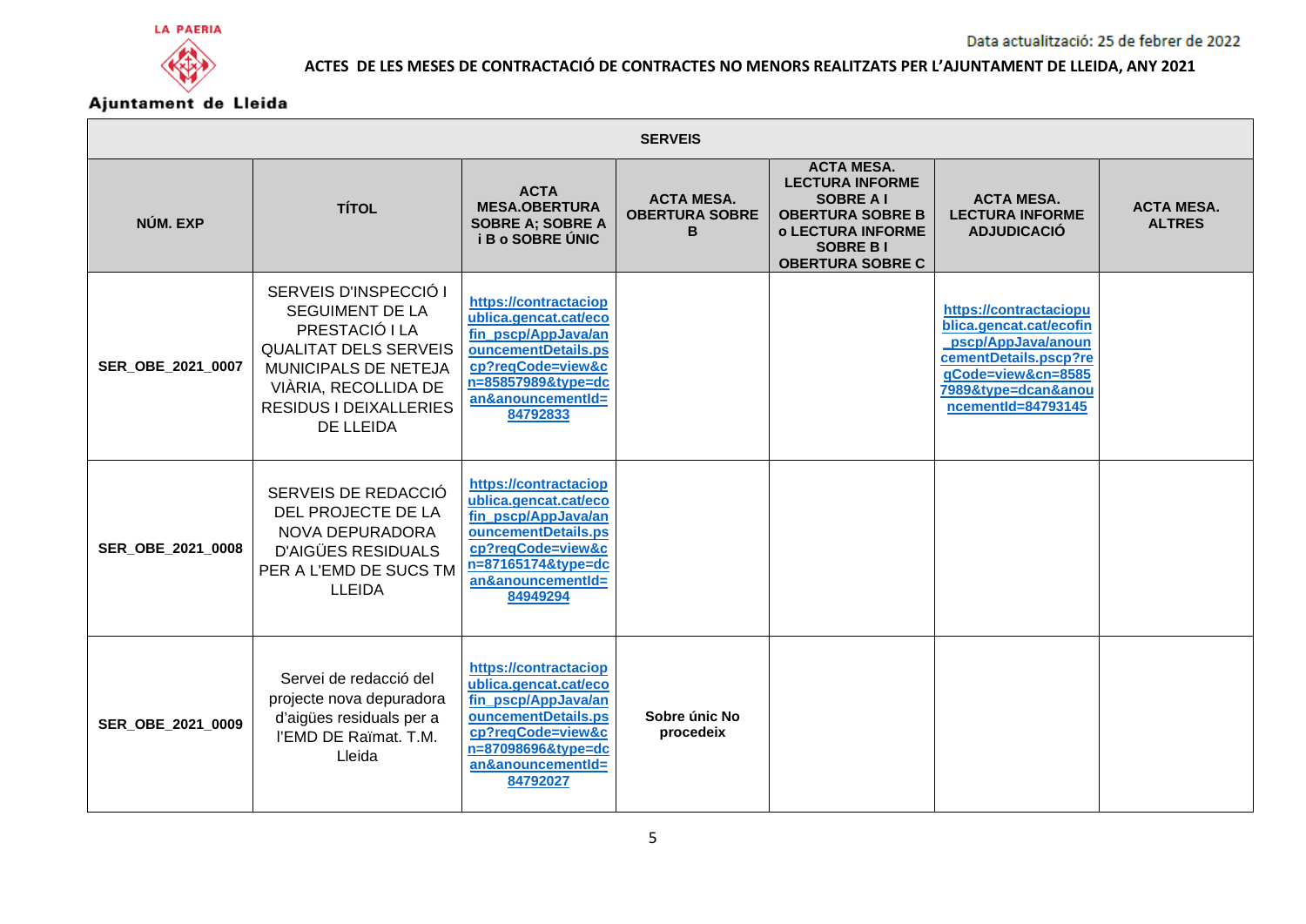LA PAERIA

Ajuntament de Lleida

Data actualització: 25 de febrer de 2022

**ACTES DE LES MESES DE CONTRACTACIÓ DE CONTRACTES NO MENORS REALITZATS PER L'AJUNTAMENT DE LLEIDA, ANY 2021**

| SERVEIS | | | | | | |
|---|---|---|---|---|---|---|
| **NÚM. EXP** | **TÍTOL** | **ACTA MESA.OBERTURA SOBRE A; SOBRE A i B o SOBRE ÚNIC** | **ACTA MESA. OBERTURA SOBRE B** | **ACTA MESA. LECTURA INFORME SOBRE A I OBERTURA SOBRE B o LECTURA INFORME SOBRE B I OBERTURA SOBRE C** | **ACTA MESA. LECTURA INFORME ADJUDICACIÓ** | **ACTA MESA. ALTRES** |
| **SER_OBE_2021_0007** | SERVEIS D'INSPECCIÓ I SEGUIMENT DE LA PRESTACIÓ I LA QUALITAT DELS SERVEIS MUNICIPALS DE NETEJA VIÀRIA, RECOLLIDA DE RESIDUS I DEIXALLERIES DE LLEIDA | https://contractaciopublica.gencat.cat/ecofin_pscp/AppJava/anouncementDetails.pscp?reqCode=view&cn=85857989&type=dcan&anouncementId=84792833 | | | https://contractaciopublica.gencat.cat/ecofin_pscp/AppJava/anouncementDetails.pscp?reqCode=view&cn=85857989&type=dcan&anouncementId=84793145 | |
| **SER_OBE_2021_0008** | SERVEIS DE REDACCIÓ DEL PROJECTE DE LA NOVA DEPURADORA D'AIGÜES RESIDUALS PER A L'EMD DE SUCS TM LLEIDA | https://contractaciopublica.gencat.cat/ecofin_pscp/AppJava/anouncementDetails.pscp?reqCode=view&cn=87165174&type=dcan&anouncementId=84949294 | | | | |
| **SER_OBE_2021_0009** | Servei de redacció del projecte nova depuradora d'aigües residuals per a l'EMD DE Raïmat. T.M. Lleida | https://contractaciopublica.gencat.cat/ecofin_pscp/AppJava/anouncementDetails.pscp?reqCode=view&cn=87098696&type=dcan&anouncementId=84792027 | **Sobre únic No procedeix** | | | |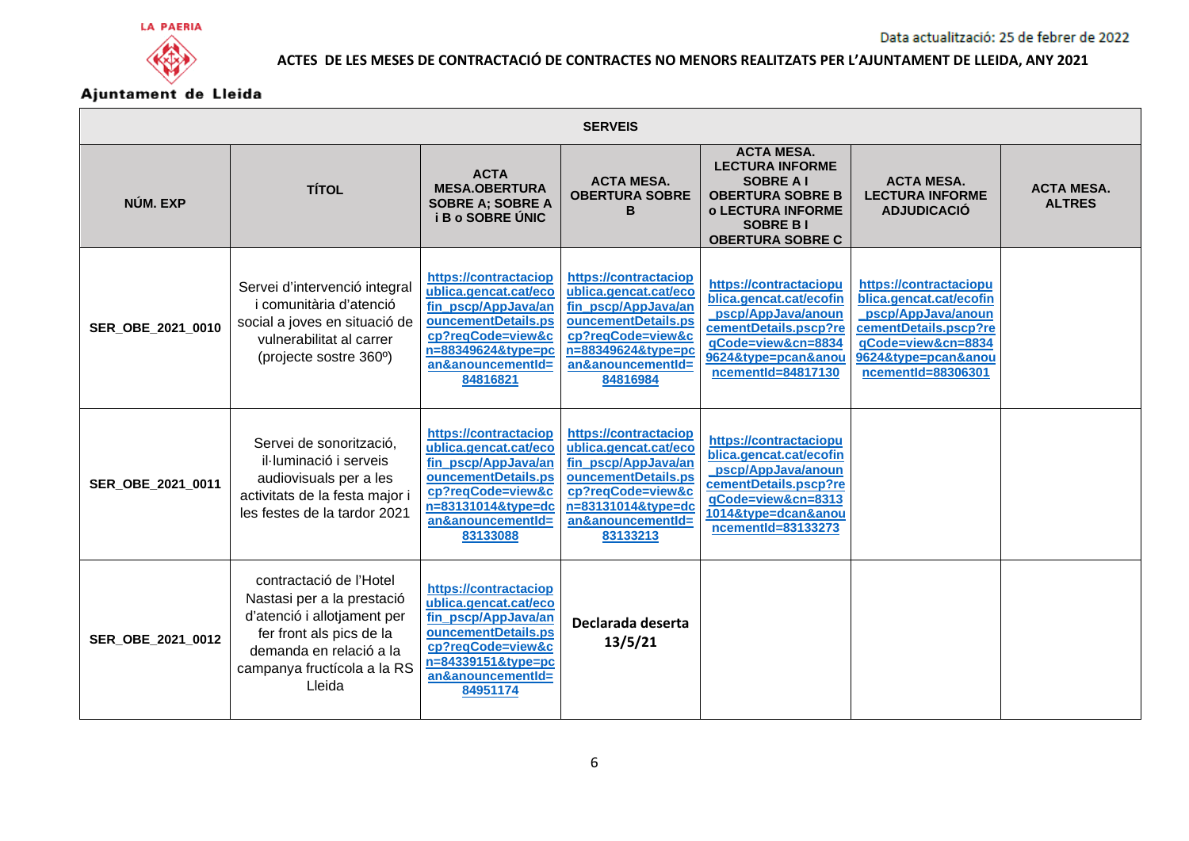LA PAERIA

Ajuntament de Lleida

Data actualització: 25 de febrer de 2022

**ACTES DE LES MESES DE CONTRACTACIÓ DE CONTRACTES NO MENORS REALITZATS PER L'AJUNTAMENT DE LLEIDA, ANY 2021**

| SERVEIS | | | | | | |
|---|---|---|---|---|---|---|
| **NÚM. EXP** | **TÍTOL** | **ACTA MESA.OBERTURA SOBRE A; SOBRE A i B o SOBRE ÚNIC** | **ACTA MESA. OBERTURA SOBRE B** | **ACTA MESA. LECTURA INFORME SOBRE A I OBERTURA SOBRE B o LECTURA INFORME SOBRE B I OBERTURA SOBRE C** | **ACTA MESA. LECTURA INFORME ADJUDICACIÓ** | **ACTA MESA. ALTRES** |
| **SER_OBE_2021_0010** | Servei d'intervenció integral i comunitària d'atenció social a joves en situació de vulnerabilitat al carrer (projecte sostre 360º) | https://contractaciopublica.gencat.cat/ecofin_pscp/AppJava/anouncementDetails.pscp?reqCode=view&cn=88349624&type=pcan&anouncementId=84816821 | https://contractaciopublica.gencat.cat/ecofin_pscp/AppJava/anouncementDetails.pscp?reqCode=view&cn=88349624&type=pcan&anouncementId=84816984 | https://contractaciopublica.gencat.cat/ecofin_pscp/AppJava/anouncementDetails.pscp?reqCode=view&cn=88349624&type=pcan&anouncementId=84817130 | https://contractaciopublica.gencat.cat/ecofin_pscp/AppJava/anouncementDetails.pscp?reqCode=view&cn=88349624&type=pcan&anouncementId=88306301 | |
| **SER_OBE_2021_0011** | Servei de sonorització, il·luminació i serveis audiovisuals per a les activitats de la festa major i les festes de la tardor 2021 | https://contractaciopublica.gencat.cat/ecofin_pscp/AppJava/anouncementDetails.pscp?reqCode=view&cn=83131014&type=dcan&anouncementId=83133088 | https://contractaciopublica.gencat.cat/ecofin_pscp/AppJava/anouncementDetails.pscp?reqCode=view&cn=83131014&type=dcan&anouncementId=83133213 | https://contractaciopublica.gencat.cat/ecofin_pscp/AppJava/anouncementDetails.pscp?reqCode=view&cn=83131014&type=dcan&anouncementId=83133273 | | |
| **SER_OBE_2021_0012** | contractació de l'Hotel Nastasi per a la prestació d'atenció i allotjament per fer front als pics de la demanda en relació a la campanya fructícola a la RS Lleida | https://contractaciopublica.gencat.cat/ecofin_pscp/AppJava/anouncementDetails.pscp?reqCode=view&cn=84339151&type=pcan&anouncementId=84951174 | **Declarada deserta 13/5/21** | | | |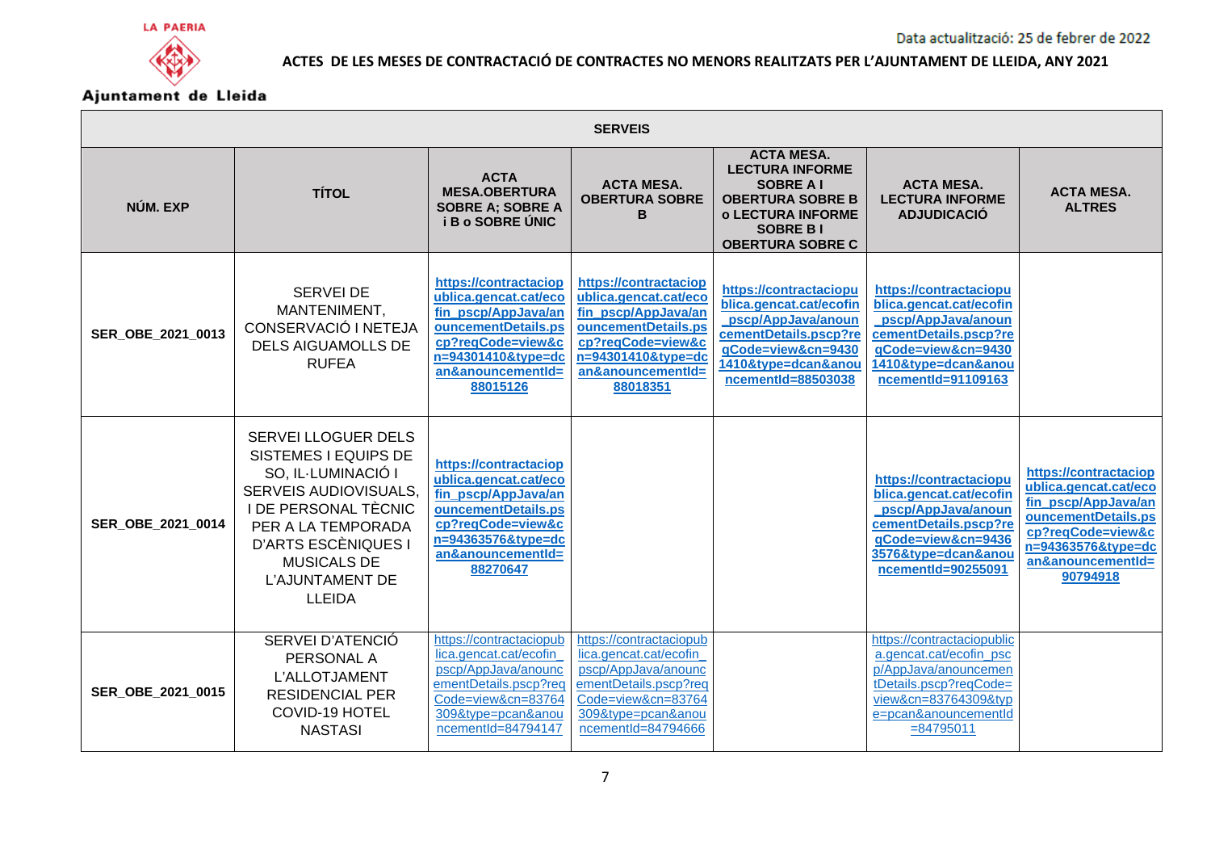Data actualització: 25 de febrer de 2022

# ACTES DE LES MESES DE CONTRACTACIÓ DE CONTRACTES NO MENORS REALITZATS PER L'AJUNTAMENT DE LLEIDA, ANY 2021

| SERVEIS | | | | | | |
|---|---|---|---|---|---|---|
| **NÚM. EXP** | **TÍTOL** | **ACTA MESA.OBERTURA SOBRE A; SOBRE A i B o SOBRE ÚNIC** | **ACTA MESA. OBERTURA SOBRE B** | **ACTA MESA. LECTURA INFORME SOBRE A I OBERTURA SOBRE B o LECTURA INFORME SOBRE B I OBERTURA SOBRE C** | **ACTA MESA. LECTURA INFORME ADJUDICACIÓ** | **ACTA MESA. ALTRES** |
| **SER_OBE_2021_0013** | SERVEI DE MANTENIMENT, CONSERVACIÓ I NETEJA DELS AIGUAMOLLS DE RUFEA | https://contractaciopublica.gencat.cat/ecofin_pscp/AppJava/anouncementDetails.pscp?reqCode=view&cn=94301410&type=dcan&anouncementId=88015126 | https://contractaciopublica.gencat.cat/ecofin_pscp/AppJava/anouncementDetails.pscp?reqCode=view&cn=94301410&type=dcan&anouncementId=88018351 | https://contractaciopublica.gencat.cat/ecofin_pscp/AppJava/anouncementDetails.pscp?reqCode=view&cn=94301410&type=dcan&anouncementId=88503038 | https://contractaciopublica.gencat.cat/ecofin_pscp/AppJava/anouncementDetails.pscp?reqCode=view&cn=94301410&type=dcan&anouncementId=91109163 | |
| **SER_OBE_2021_0014** | SERVEI LLOGUER DELS SISTEMES I EQUIPS DE SO, IL·LUMINACIÓ I SERVEIS AUDIOVISUALS, I DE PERSONAL TÈCNIC PER A LA TEMPORADA D'ARTS ESCÈNIQUES I MUSICALS DE L'AJUNTAMENT DE LLEIDA | https://contractaciopublica.gencat.cat/ecofin_pscp/AppJava/anouncementDetails.pscp?reqCode=view&cn=94363576&type=dcan&anouncementId=88270647 | | | https://contractaciopublica.gencat.cat/ecofin_pscp/AppJava/anouncementDetails.pscp?reqCode=view&cn=94363576&type=dcan&anouncementId=90255091 | https://contractaciopublica.gencat.cat/ecofin_pscp/AppJava/anouncementDetails.pscp?reqCode=view&cn=94363576&type=dcan&anouncementId=90794918 |
| **SER_OBE_2021_0015** | SERVEI D'ATENCIÓ PERSONAL A L'ALLOTJAMENT RESIDENCIAL PER COVID-19 HOTEL NASTASI | https://contractaciopublica.gencat.cat/ecofin_pscp/AppJava/anouncementDetails.pscp?reqCode=view&cn=83764309&type=pcan&anouncementId=84794147 | https://contractaciopublica.gencat.cat/ecofin_pscp/AppJava/anouncementDetails.pscp?reqCode=view&cn=83764309&type=pcan&anouncementId=84794666 | | https://contractaciopublica.gencat.cat/ecofin_pscp/AppJava/anouncementDetails.pscp?reqCode=view&cn=83764309&type=pcan&anouncementId=84795011 | |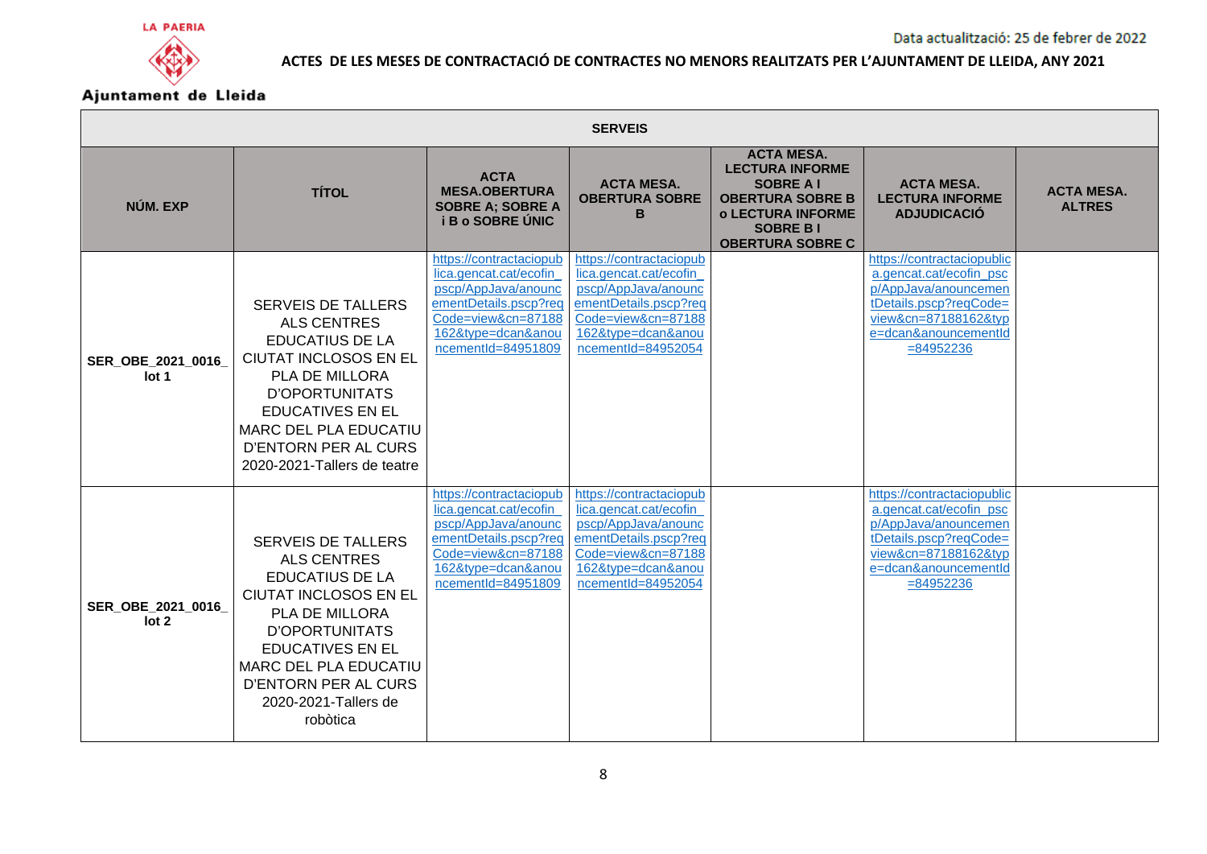LA PAERIA

Ajuntament de Lleida

Data actualització: 25 de febrer de 2022

**ACTES DE LES MESES DE CONTRACTACIÓ DE CONTRACTES NO MENORS REALITZATS PER L'AJUNTAMENT DE LLEIDA, ANY 2021**

| **SERVEIS** | | | | | | |
|---|---|---|---|---|---|---|
| **NÚM. EXP** | **TÍTOL** | **ACTA MESA.OBERTURA SOBRE A; SOBRE A i B o SOBRE ÚNIC** | **ACTA MESA. OBERTURA SOBRE B** | **ACTA MESA. LECTURA INFORME SOBRE A I OBERTURA SOBRE B o LECTURA INFORME SOBRE B I OBERTURA SOBRE C** | **ACTA MESA. LECTURA INFORME ADJUDICACIÓ** | **ACTA MESA. ALTRES** |
| **SER_OBE_2021_0016_ lot 1** | SERVEIS DE TALLERS ALS CENTRES EDUCATIUS DE LA CIUTAT INCLOSOS EN EL PLA DE MILLORA D'OPORTUNITATS EDUCATIVES EN EL MARC DEL PLA EDUCATIU D'ENTORN PER AL CURS 2020-2021-Tallers de teatre | https://contractaciopublica.gencat.cat/ecofin_pscp/AppJava/anouncementDetails.pscp?reqCode=view&cn=87188162&type=dcan&anouncementId=84951809 | https://contractaciopublica.gencat.cat/ecofin_pscp/AppJava/anouncementDetails.pscp?reqCode=view&cn=87188162&type=dcan&anouncementId=84952054 | | https://contractaciopublica.gencat.cat/ecofin_pscp/AppJava/anouncementDetails.pscp?reqCode=view&cn=87188162&type=dcan&anouncementId=84952236 | |
| **SER_OBE_2021_0016_ lot 2** | SERVEIS DE TALLERS ALS CENTRES EDUCATIUS DE LA CIUTAT INCLOSOS EN EL PLA DE MILLORA D'OPORTUNITATS EDUCATIVES EN EL MARC DEL PLA EDUCATIU D'ENTORN PER AL CURS 2020-2021-Tallers de robòtica | https://contractaciopublica.gencat.cat/ecofin_pscp/AppJava/anouncementDetails.pscp?reqCode=view&cn=87188162&type=dcan&anouncementId=84951809 | https://contractaciopublica.gencat.cat/ecofin_pscp/AppJava/anouncementDetails.pscp?reqCode=view&cn=87188162&type=dcan&anouncementId=84952054 | | https://contractaciopublica.gencat.cat/ecofin_pscp/AppJava/anouncementDetails.pscp?reqCode=view&cn=87188162&type=dcan&anouncementId=84952236 | |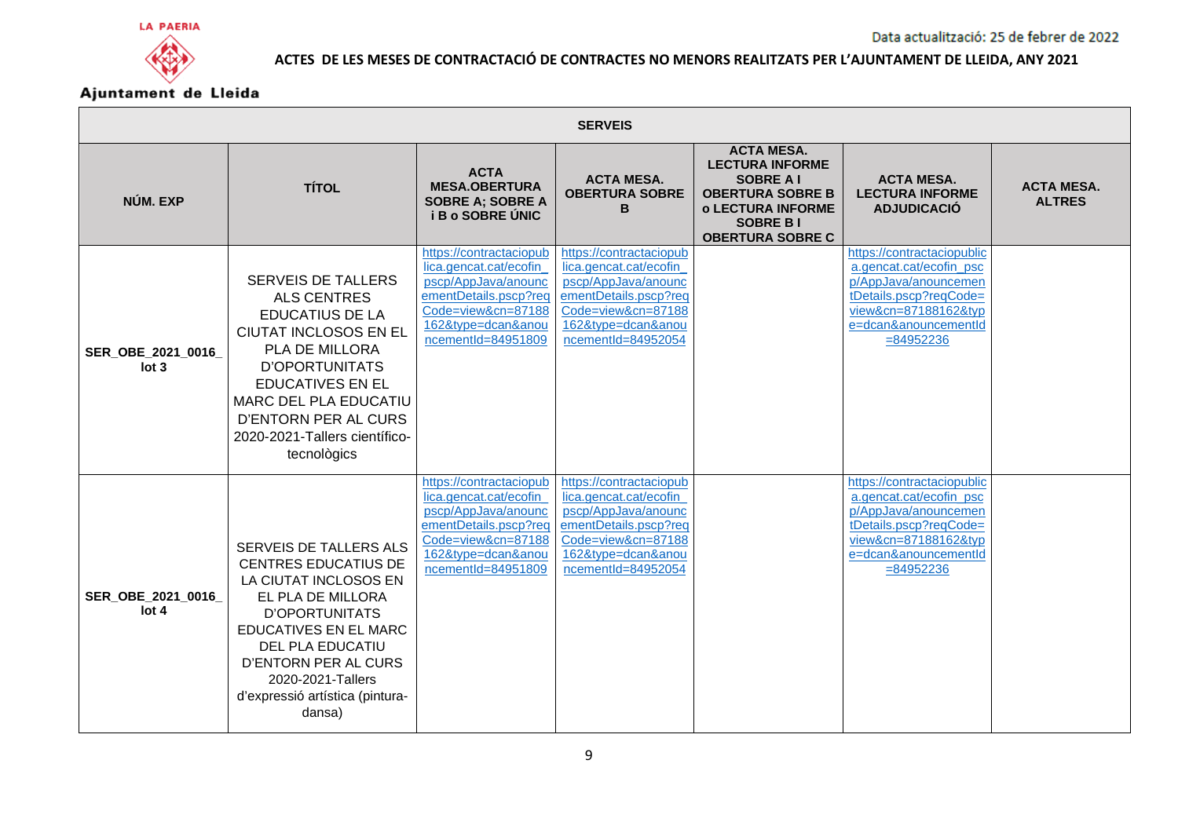| SERVEIS | | | | | | |
|---|---|---|---|---|---|---|
| **NÚM. EXP** | **TÍTOL** | **ACTA MESA.OBERTURA SOBRE A; SOBRE A i B o SOBRE ÚNIC** | **ACTA MESA. OBERTURA SOBRE B** | **ACTA MESA. LECTURA INFORME SOBRE A I OBERTURA SOBRE B o LECTURA INFORME SOBRE B I OBERTURA SOBRE C** | **ACTA MESA. LECTURA INFORME ADJUDICACIÓ** | **ACTA MESA. ALTRES** |
| **SER_OBE_2021_0016_ lot 3** | SERVEIS DE TALLERS ALS CENTRES EDUCATIUS DE LA CIUTAT INCLOSOS EN EL PLA DE MILLORA D'OPORTUNITATS EDUCATIVES EN EL MARC DEL PLA EDUCATIU D'ENTORN PER AL CURS 2020-2021-Tallers científico-tecnològics | https://contractaciopublica.gencat.cat/ecofin_pscp/AppJava/anouncementDetails.pscp?reqCode=view&cn=87188162&type=dcan&anouncementId=84951809 | https://contractaciopublica.gencat.cat/ecofin_pscp/AppJava/anouncementDetails.pscp?reqCode=view&cn=87188162&type=dcan&anouncementId=84952054 | | https://contractaciopublica.gencat.cat/ecofin_pscp/AppJava/anouncementDetails.pscp?reqCode=view&cn=87188162&type=dcan&anouncementId=84952236 | |
| **SER_OBE_2021_0016_ lot 4** | SERVEIS DE TALLERS ALS CENTRES EDUCATIUS DE LA CIUTAT INCLOSOS EN EL PLA DE MILLORA D'OPORTUNITATS EDUCATIVES EN EL MARC DEL PLA EDUCATIU D'ENTORN PER AL CURS 2020-2021-Tallers d'expressió artística (pintura-dansa) | https://contractaciopublica.gencat.cat/ecofin_pscp/AppJava/anouncementDetails.pscp?reqCode=view&cn=87188162&type=dcan&anouncementId=84951809 | https://contractaciopublica.gencat.cat/ecofin_pscp/AppJava/anouncementDetails.pscp?reqCode=view&cn=87188162&type=dcan&anouncementId=84952054 | | https://contractaciopublica.gencat.cat/ecofin_pscp/AppJava/anouncementDetails.pscp?reqCode=view&cn=87188162&type=dcan&anouncementId=84952236 | |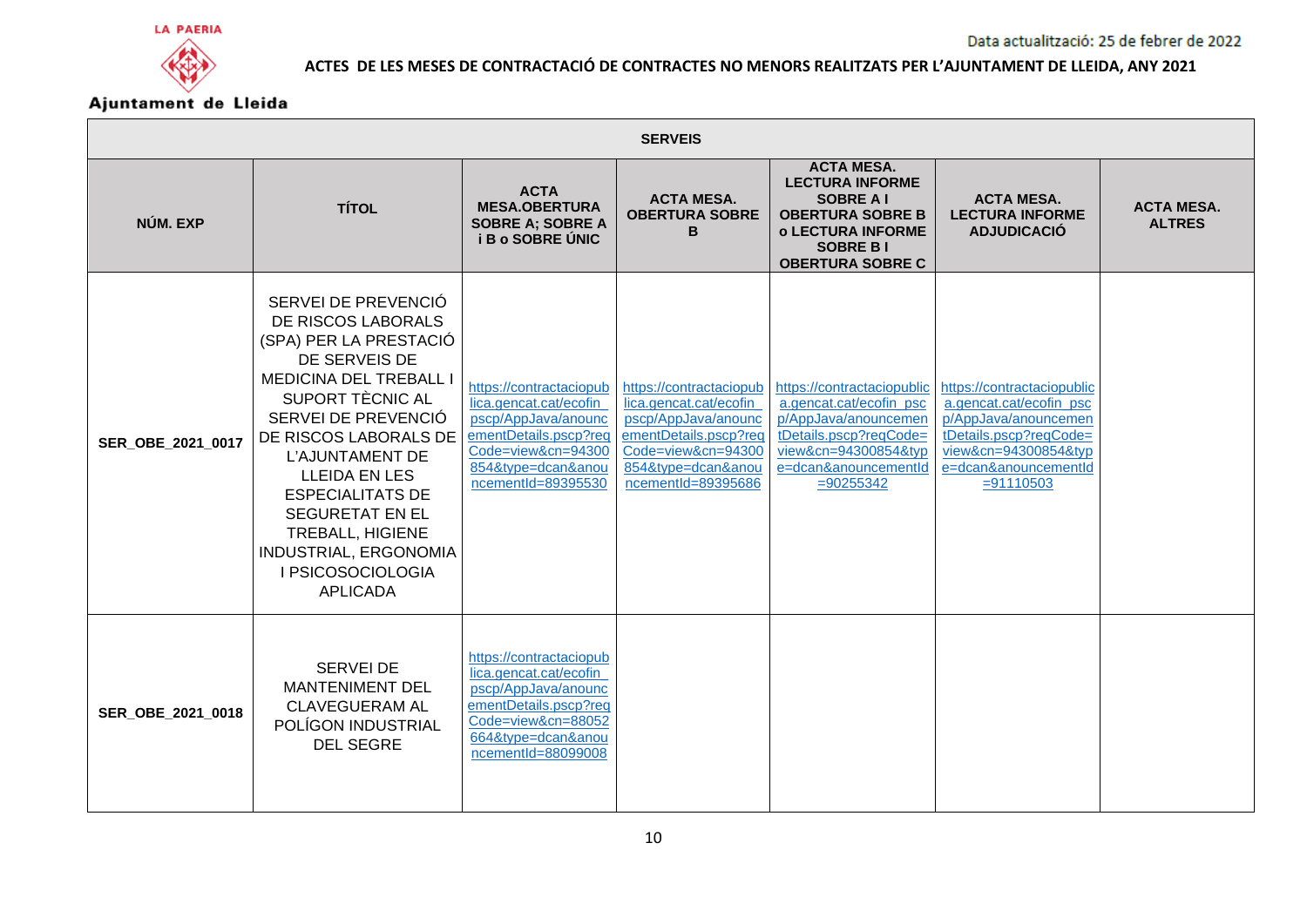LA PAERIA

Ajuntament de Lleida

Data actualització: 25 de febrer de 2022

**ACTES DE LES MESES DE CONTRACTACIÓ DE CONTRACTES NO MENORS REALITZATS PER L'AJUNTAMENT DE LLEIDA, ANY 2021**

| SERVEIS | | | | | | |
|---|---|---|---|---|---|---|
| **NÚM. EXP** | **TÍTOL** | **ACTA MESA.OBERTURA SOBRE A; SOBRE A i B o SOBRE ÚNIC** | **ACTA MESA. OBERTURA SOBRE B** | **ACTA MESA. LECTURA INFORME SOBRE A I OBERTURA SOBRE B o LECTURA INFORME SOBRE B I OBERTURA SOBRE C** | **ACTA MESA. LECTURA INFORME ADJUDICACIÓ** | **ACTA MESA. ALTRES** |
| **SER_OBE_2021_0017** | SERVEI DE PREVENCIÓ DE RISCOS LABORALS (SPA) PER LA PRESTACIÓ DE SERVEIS DE MEDICINA DEL TREBALL I SUPORT TÈCNIC AL SERVEI DE PREVENCIÓ DE RISCOS LABORALS DE L'AJUNTAMENT DE LLEIDA EN LES ESPECIALITATS DE SEGURETAT EN EL TREBALL, HIGIENE INDUSTRIAL, ERGONOMIA I PSICOSOCIOLOGIA APLICADA | https://contractaciopublica.gencat.cat/ecofin_pscp/AppJava/anouncementDetails.pscp?reqCode=view&cn=94300854&type=dcan&anouncementId=89395530 | https://contractaciopublica.gencat.cat/ecofin_pscp/AppJava/anouncementDetails.pscp?reqCode=view&cn=94300854&type=dcan&anouncementId=89395686 | https://contractaciopublica.gencat.cat/ecofin_pscp/AppJava/anouncementDetails.pscp?reqCode=view&cn=94300854&type=dcan&anouncementId=90255342 | https://contractaciopublica.gencat.cat/ecofin_pscp/AppJava/anouncementDetails.pscp?reqCode=view&cn=94300854&type=dcan&anouncementId=91110503 | |
| **SER_OBE_2021_0018** | SERVEI DE MANTENIMENT DEL CLAVEGUERAM AL POLÍGON INDUSTRIAL DEL SEGRE | https://contractaciopublica.gencat.cat/ecofin_pscp/AppJava/anouncementDetails.pscp?reqCode=view&cn=88052664&type=dcan&anouncementId=88099008 | | | | |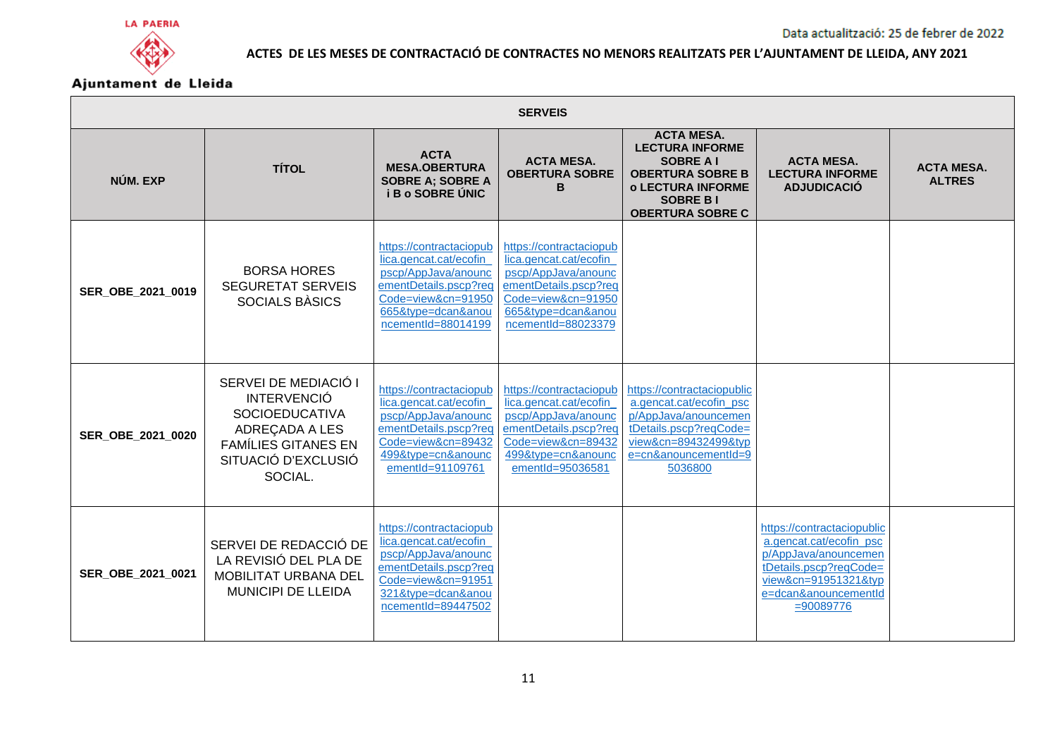LA PAERIA

Ajuntament de Lleida

Data actualització: 25 de febrer de 2022

**ACTES DE LES MESES DE CONTRACTACIÓ DE CONTRACTES NO MENORS REALITZATS PER L'AJUNTAMENT DE LLEIDA, ANY 2021**

| SERVEIS | | | | | | |
|---|---|---|---|---|---|---|
| **NÚM. EXP** | **TÍTOL** | **ACTA MESA.OBERTURA SOBRE A; SOBRE A i B o SOBRE ÚNIC** | **ACTA MESA. OBERTURA SOBRE B** | **ACTA MESA. LECTURA INFORME SOBRE A I OBERTURA SOBRE B o LECTURA INFORME SOBRE B I OBERTURA SOBRE C** | **ACTA MESA. LECTURA INFORME ADJUDICACIÓ** | **ACTA MESA. ALTRES** |
| **SER_OBE_2021_0019** | BORSA HORES SEGURETAT SERVEIS SOCIALS BÀSICS | https://contractaciopublica.gencat.cat/ecofin_pscp/AppJava/anouncementDetails.pscp?reqCode=view&cn=91950665&type=dcan&anouncementId=88014199 | https://contractaciopublica.gencat.cat/ecofin_pscp/AppJava/anouncementDetails.pscp?reqCode=view&cn=91950665&type=dcan&anouncementId=88023379 | | | |
| **SER_OBE_2021_0020** | SERVEI DE MEDIACIÓ I INTERVENCIÓ SOCIOEDUCATIVA ADREÇADA A LES FAMÍLIES GITANES EN SITUACIÓ D'EXCLUSIÓ SOCIAL. | https://contractaciopublica.gencat.cat/ecofin_pscp/AppJava/anouncementDetails.pscp?reqCode=view&cn=89432499&type=cn&anouncementId=91109761 | https://contractaciopublica.gencat.cat/ecofin_pscp/AppJava/anouncementDetails.pscp?reqCode=view&cn=89432499&type=cn&anouncementId=95036581 | https://contractaciopublica.gencat.cat/ecofin_pscp/AppJava/anouncementDetails.pscp?reqCode=view&cn=89432499&type=cn&anouncementId=95036800 | | |
| **SER_OBE_2021_0021** | SERVEI DE REDACCIÓ DE LA REVISIÓ DEL PLA DE MOBILITAT URBANA DEL MUNICIPI DE LLEIDA | https://contractaciopublica.gencat.cat/ecofin_pscp/AppJava/anouncementDetails.pscp?reqCode=view&cn=91951321&type=dcan&anouncementId=89447502 | | | https://contractaciopublica.gencat.cat/ecofin_pscp/AppJava/anouncementDetails.pscp?reqCode=view&cn=91951321&type=dcan&anouncementId=90089776 | |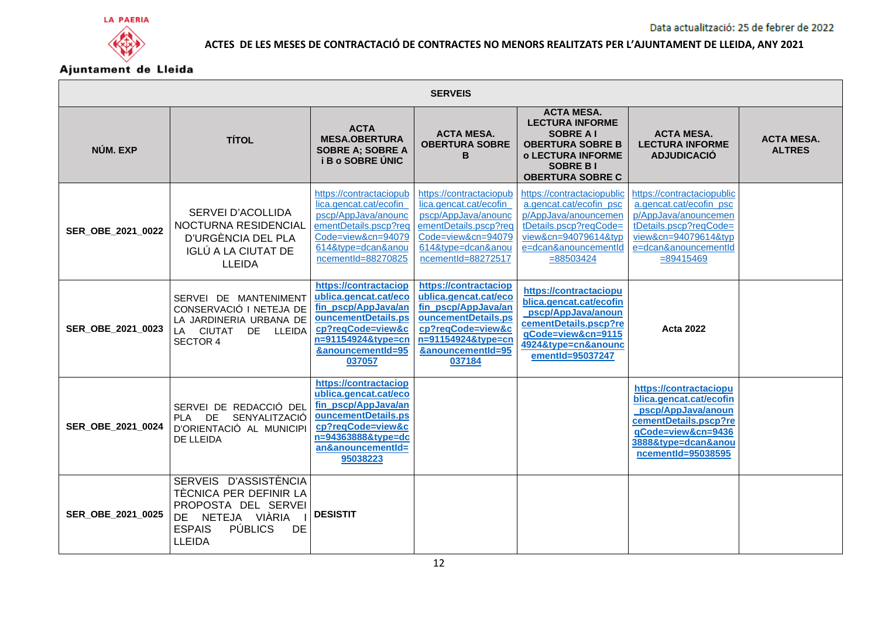LA PAERIA

Ajuntament de Lleida

Data actualització: 25 de febrer de 2022

**ACTES DE LES MESES DE CONTRACTACIÓ DE CONTRACTES NO MENORS REALITZATS PER L'AJUNTAMENT DE LLEIDA, ANY 2021**

| **SERVEIS** | | | | | | |
|---|---|---|---|---|---|---|
| **NÚM. EXP** | **TÍTOL** | **ACTA MESA.OBERTURA SOBRE A; SOBRE A i B o SOBRE ÚNIC** | **ACTA MESA. OBERTURA SOBRE B** | **ACTA MESA. LECTURA INFORME SOBRE A I OBERTURA SOBRE B o LECTURA INFORME SOBRE B I OBERTURA SOBRE C** | **ACTA MESA. LECTURA INFORME ADJUDICACIÓ** | **ACTA MESA. ALTRES** |
| **SER_OBE_2021_0022** | SERVEI D'ACOLLIDA NOCTURNA RESIDENCIAL D'URGÈNCIA DEL PLA IGLÚ A LA CIUTAT DE LLEIDA | https://contractaciopublica.gencat.cat/ecofin_pscp/AppJava/anouncementDetails.pscp?reqCode=view&cn=94079614&type=dcan&anouncementId=88270825 | https://contractaciopublica.gencat.cat/ecofin_pscp/AppJava/anouncementDetails.pscp?reqCode=view&cn=94079614&type=dcan&anouncementId=88272517 | https://contractaciopublica.gencat.cat/ecofin_pscp/AppJava/anouncementDetails.pscp?reqCode=view&cn=94079614&type=dcan&anouncementId=88503424 | https://contractaciopublica.gencat.cat/ecofin_pscp/AppJava/anouncementDetails.pscp?reqCode=view&cn=94079614&type=dcan&anouncementId=89415469 | |
| **SER_OBE_2021_0023** | SERVEI DE MANTENIMENT CONSERVACIÓ I NETEJA DE LA JARDINERIA URBANA DE LA CIUTAT DE LLEIDA SECTOR 4 | **https://contractaciopublica.gencat.cat/ecofin_pscp/AppJava/anouncementDetails.pscp?reqCode=view&cn=91154924&type=cn&anouncementId=95037057** | **https://contractaciopublica.gencat.cat/ecofin_pscp/AppJava/anouncementDetails.pscp?reqCode=view&cn=91154924&type=cn&anouncementId=95037184** | **https://contractaciopublica.gencat.cat/ecofin_pscp/AppJava/anouncementDetails.pscp?reqCode=view&cn=91154924&type=cn&anouncementId=95037247** | **Acta 2022** | |
| **SER_OBE_2021_0024** | SERVEI DE REDACCIÓ DEL PLA DE SENYALITZACIÓ D'ORIENTACIÓ AL MUNICIPI DE LLEIDA | **https://contractaciopublica.gencat.cat/ecofin_pscp/AppJava/anouncementDetails.pscp?reqCode=view&cn=94363888&type=dcan&anouncementId=95038223** | | | **https://contractaciopublica.gencat.cat/ecofin_pscp/AppJava/anouncementDetails.pscp?reqCode=view&cn=94363888&type=dcan&anouncementId=95038595** | |
| **SER_OBE_2021_0025** | SERVEIS D'ASSISTÈNCIA TÈCNICA PER DEFINIR LA PROPOSTA DEL SERVEI DE NETEJA VIÀRIA I ESPAIS PÚBLICS DE LLEIDA | **DESISTIT** | | | | |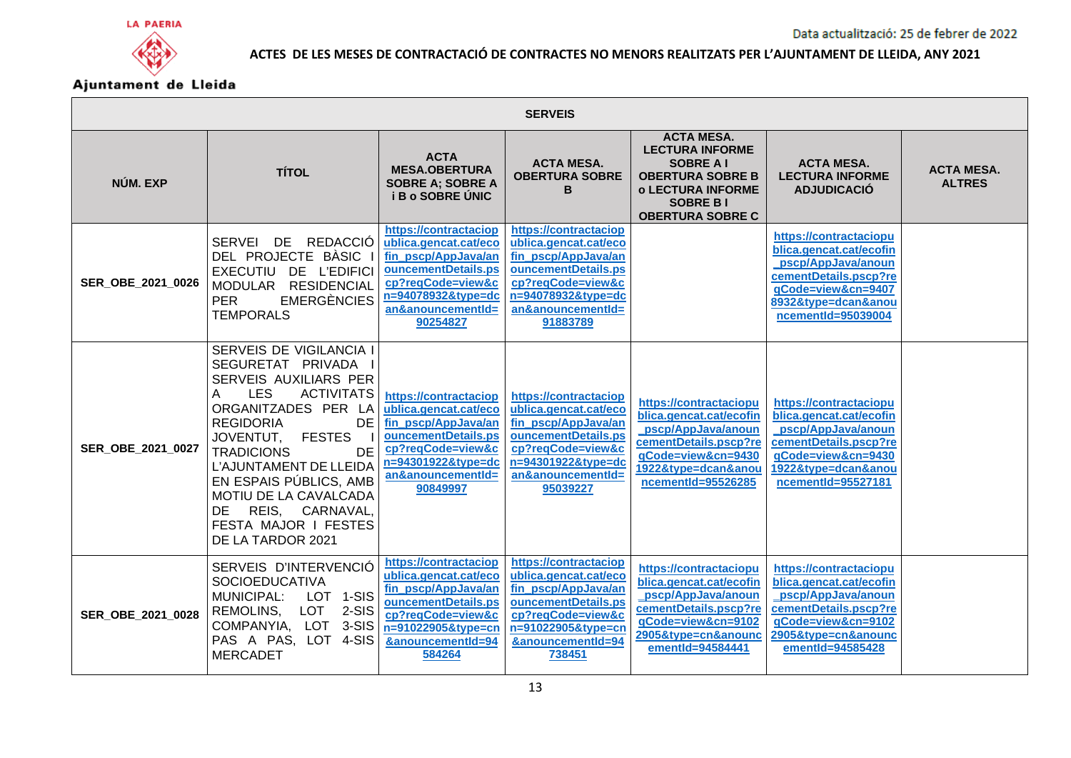LA PAERIA

Ajuntament de Lleida

Data actualització: 25 de febrer de 2022

# ACTES DE LES MESES DE CONTRACTACIÓ DE CONTRACTES NO MENORS REALITZATS PER L'AJUNTAMENT DE LLEIDA, ANY 2021

| SERVEIS | | | | | | |
|---|---|---|---|---|---|---|
| **NÚM. EXP** | **TÍTOL** | **ACTA MESA.OBERTURA SOBRE A; SOBRE A i B o SOBRE ÚNIC** | **ACTA MESA. OBERTURA SOBRE B** | **ACTA MESA. LECTURA INFORME SOBRE A I OBERTURA SOBRE B o LECTURA INFORME SOBRE B I OBERTURA SOBRE C** | **ACTA MESA. LECTURA INFORME ADJUDICACIÓ** | **ACTA MESA. ALTRES** |
| **SER_OBE_2021_0026** | SERVEI DE REDACCIÓ DEL PROJECTE BÀSIC I EXECUTIU DE L'EDIFICI MODULAR RESIDENCIAL PER EMERGÈNCIES TEMPORALS | https://contractaciopublica.gencat.cat/ecofin_pscp/AppJava/anouncementDetails.pscp?reqCode=view&cn=94078932&type=dcan&anouncementId=90254827 | https://contractaciopublica.gencat.cat/ecofin_pscp/AppJava/anouncementDetails.pscp?reqCode=view&cn=94078932&type=dcan&anouncementId=91883789 | | https://contractaciopublica.gencat.cat/ecofin_pscp/AppJava/anouncementDetails.pscp?reqCode=view&cn=94078932&type=dcan&anouncementId=95039004 | |
| **SER_OBE_2021_0027** | SERVEIS DE VIGILANCIA I SEGURETAT PRIVADA I SERVEIS AUXILIARS PER A LES ACTIVITATS ORGANITZADES PER LA REGIDORIA DE JOVENTUT, FESTES I TRADICIONS DE L'AJUNTAMENT DE LLEIDA EN ESPAIS PÚBLICS, AMB MOTIU DE LA CAVALCADA DE REIS, CARNAVAL, FESTA MAJOR I FESTES DE LA TARDOR 2021 | https://contractaciopublica.gencat.cat/ecofin_pscp/AppJava/anouncementDetails.pscp?reqCode=view&cn=94301922&type=dcan&anouncementId=90849997 | https://contractaciopublica.gencat.cat/ecofin_pscp/AppJava/anouncementDetails.pscp?reqCode=view&cn=94301922&type=dcan&anouncementId=95039227 | https://contractaciopublica.gencat.cat/ecofin_pscp/AppJava/anouncementDetails.pscp?reqCode=view&cn=94301922&type=dcan&anouncementId=95526285 | https://contractaciopublica.gencat.cat/ecofin_pscp/AppJava/anouncementDetails.pscp?reqCode=view&cn=94301922&type=dcan&anouncementId=95527181 | |
| **SER_OBE_2021_0028** | SERVEIS D'INTERVENCIÓ SOCIOEDUCATIVA MUNICIPAL: LOT 1-SIS REMOLINS, LOT 2-SIS COMPANYIA, LOT 3-SIS PAS A PAS, LOT 4-SIS MERCADET | https://contractaciopublica.gencat.cat/ecofin_pscp/AppJava/anouncementDetails.pscp?reqCode=view&cn=91022905&type=cn&anouncementId=94584264 | https://contractaciopublica.gencat.cat/ecofin_pscp/AppJava/anouncementDetails.pscp?reqCode=view&cn=91022905&type=cn&anouncementId=94738451 | https://contractaciopublica.gencat.cat/ecofin_pscp/AppJava/anouncementDetails.pscp?reqCode=view&cn=91022905&type=cn&anouncementId=94584441 | https://contractaciopublica.gencat.cat/ecofin_pscp/AppJava/anouncementDetails.pscp?reqCode=view&cn=91022905&type=cn&anouncementId=94585428 | |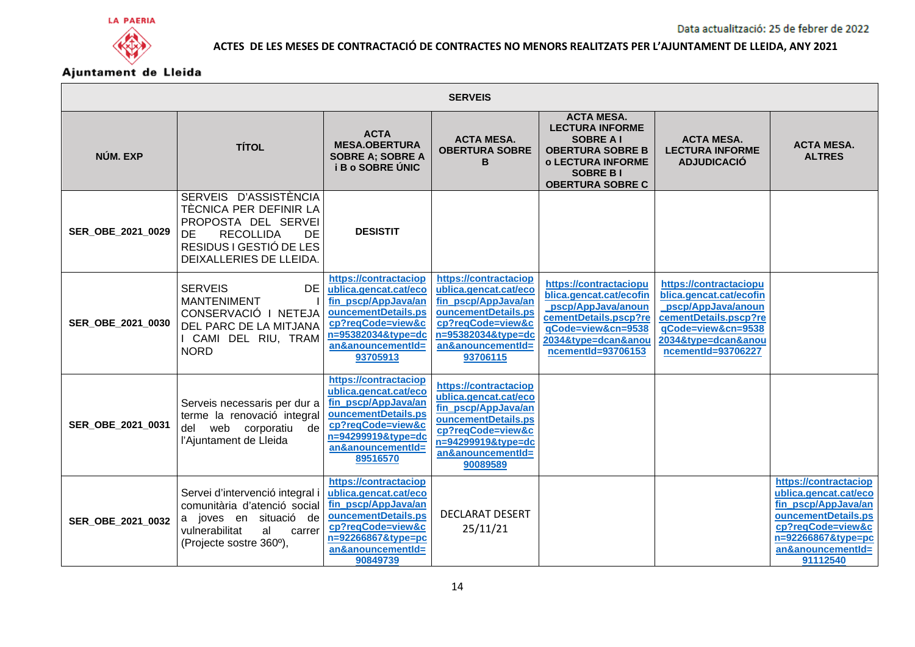LA PAERIA

Ajuntament de Lleida

Data actualització: 25 de febrer de 2022

**ACTES DE LES MESES DE CONTRACTACIÓ DE CONTRACTES NO MENORS REALITZATS PER L'AJUNTAMENT DE LLEIDA, ANY 2021**

| SERVEIS | | | | | | |
|---|---|---|---|---|---|---|
| **NÚM. EXP** | **TÍTOL** | **ACTA MESA.OBERTURA SOBRE A; SOBRE A i B o SOBRE ÚNIC** | **ACTA MESA. OBERTURA SOBRE B** | **ACTA MESA. LECTURA INFORME SOBRE A I OBERTURA SOBRE B o LECTURA INFORME SOBRE B I OBERTURA SOBRE C** | **ACTA MESA. LECTURA INFORME ADJUDICACIÓ** | **ACTA MESA. ALTRES** |
| **SER_OBE_2021_0029** | SERVEIS D'ASSISTÈNCIA TÈCNICA PER DEFINIR LA PROPOSTA DEL SERVEI DE RECOLLIDA DE RESIDUS I GESTIÓ DE LES DEIXALLERIES DE LLEIDA. | **DESISTIT** | | | | |
| **SER_OBE_2021_0030** | SERVEIS DE MANTENIMENT I CONSERVACIÓ I NETEJA DEL PARC DE LA MITJANA I CAMI DEL RIU, TRAM NORD | https://contractaciopublica.gencat.cat/ecofin_pscp/AppJava/anouncementDetails.pscp?reqCode=view&cn=95382034&type=dcan&anouncementId=93705913 | https://contractaciopublica.gencat.cat/ecofin_pscp/AppJava/anouncementDetails.pscp?reqCode=view&cn=95382034&type=dcan&anouncementId=93706115 | https://contractaciopublica.gencat.cat/ecofin_pscp/AppJava/anouncementDetails.pscp?reqCode=view&cn=95382034&type=dcan&anouncementId=93706153 | https://contractaciopublica.gencat.cat/ecofin_pscp/AppJava/anouncementDetails.pscp?reqCode=view&cn=95382034&type=dcan&anouncementId=93706227 | |
| **SER_OBE_2021_0031** | Serveis necessaris per dur a terme la renovació integral del web corporatiu de l'Ajuntament de Lleida | https://contractaciopublica.gencat.cat/ecofin_pscp/AppJava/anouncementDetails.pscp?reqCode=view&cn=94299919&type=dcan&anouncementId=89516570 | https://contractaciopublica.gencat.cat/ecofin_pscp/AppJava/anouncementDetails.pscp?reqCode=view&cn=94299919&type=dcan&anouncementId=90089589 | | | |
| **SER_OBE_2021_0032** | Servei d'intervenció integral i comunitària d'atenció social a joves en situació de vulnerabilitat al carrer (Projecte sostre 360º), | https://contractaciopublica.gencat.cat/ecofin_pscp/AppJava/anouncementDetails.pscp?reqCode=view&cn=92266867&type=pcan&anouncementId=90849739 | DECLARAT DESERT 25/11/21 | | | https://contractaciopublica.gencat.cat/ecofin_pscp/AppJava/anouncementDetails.pscp?reqCode=view&cn=92266867&type=pcan&anouncementId=91112540 |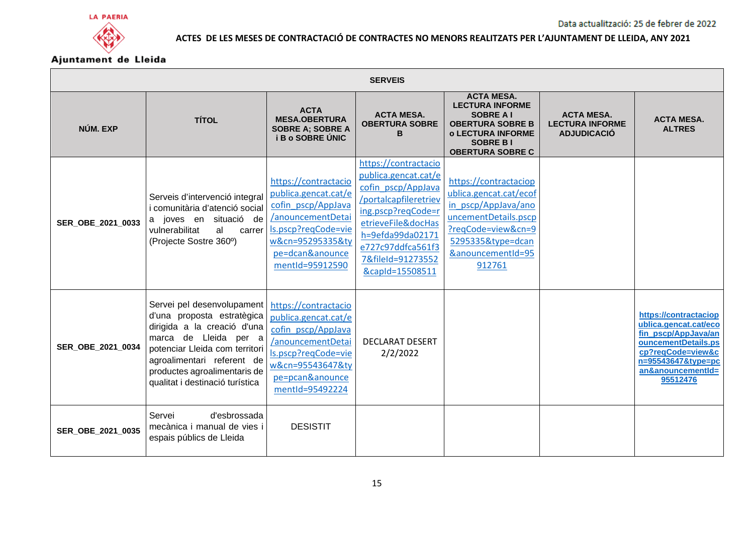LA PAERIA

Ajuntament de Lleida

Data actualització: 25 de febrer de 2022

**ACTES DE LES MESES DE CONTRACTACIÓ DE CONTRACTES NO MENORS REALITZATS PER L'AJUNTAMENT DE LLEIDA, ANY 2021**

| SERVEIS | | | | | | |
|---|---|---|---|---|---|---|
| **NÚM. EXP** | **TÍTOL** | **ACTA MESA.OBERTURA SOBRE A; SOBRE A i B o SOBRE ÚNIC** | **ACTA MESA. OBERTURA SOBRE B** | **ACTA MESA. LECTURA INFORME SOBRE A I OBERTURA SOBRE B o LECTURA INFORME SOBRE B I OBERTURA SOBRE C** | **ACTA MESA. LECTURA INFORME ADJUDICACIÓ** | **ACTA MESA. ALTRES** |
| **SER_OBE_2021_0033** | Serveis d'intervenció integral i comunitària d'atenció social a joves en situació de vulnerabilitat al carrer (Projecte Sostre 360º) | https://contractaciopublica.gencat.cat/ecofin_pscp/AppJava/anouncementDetails.pscp?reqCode=view&cn=95295335&type=dcan&anouncementId=95912590 | https://contractaciopublica.gencat.cat/ecofin_pscp/AppJava/portalcapfileretrieving.pscp?reqCode=retrieveFile&docHash=9efda99da02171e727c97ddfca561f37&fileId=91273552&capId=15508511 | https://contractaciopublica.gencat.cat/ecofin_pscp/AppJava/anouncementDetails.pscp?reqCode=view&cn=95295335&type=dcan&anouncementId=95912761 | | |
| **SER_OBE_2021_0034** | Servei pel desenvolupament d'una proposta estratègica dirigida a la creació d'una marca de Lleida per a potenciar Lleida com territori agroalimentari referent de productes agroalimentaris de qualitat i destinació turística | https://contractaciopublica.gencat.cat/ecofin_pscp/AppJava/anouncementDetails.pscp?reqCode=view&cn=95543647&type=pcan&anouncementId=95492224 | DECLARAT DESERT 2/2/2022 | | | **https://contractaciopublica.gencat.cat/ecofin_pscp/AppJava/anouncementDetails.pscp?reqCode=view&cn=95543647&type=pcan&anouncementId=95512476** |
| **SER_OBE_2021_0035** | Servei d'esbrossada mecànica i manual de vies i espais públics de Lleida | DESISTIT | | | | |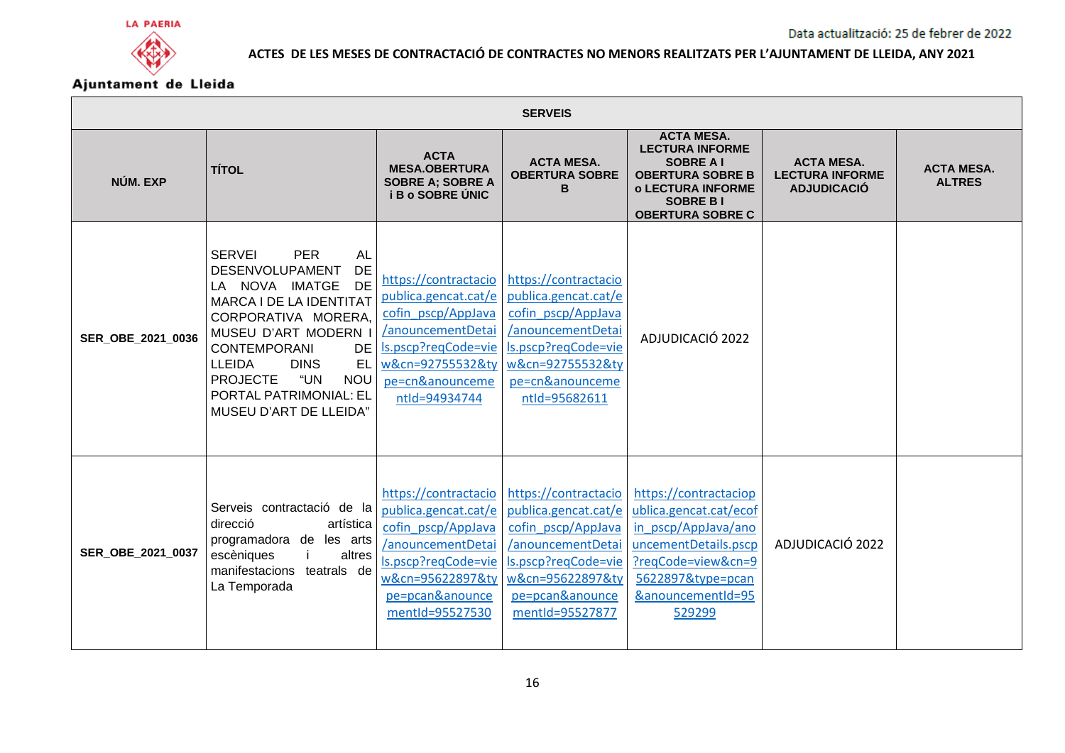LA PAERIA

Ajuntament de Lleida

Data actualització: 25 de febrer de 2022

**ACTES DE LES MESES DE CONTRACTACIÓ DE CONTRACTES NO MENORS REALITZATS PER L'AJUNTAMENT DE LLEIDA, ANY 2021**

| SERVEIS | | | | | | |
|---|---|---|---|---|---|---|
| **NÚM. EXP** | **TÍTOL** | **ACTA MESA.OBERTURA SOBRE A; SOBRE A i B o SOBRE ÚNIC** | **ACTA MESA. OBERTURA SOBRE B** | **ACTA MESA. LECTURA INFORME SOBRE A I OBERTURA SOBRE B o LECTURA INFORME SOBRE B I OBERTURA SOBRE C** | **ACTA MESA. LECTURA INFORME ADJUDICACIÓ** | **ACTA MESA. ALTRES** |
| **SER_OBE_2021_0036** | SERVEI PER AL DESENVOLUPAMENT DE LA NOVA IMATGE DE MARCA I DE LA IDENTITAT CORPORATIVA MORERA, MUSEU D'ART MODERN I CONTEMPORANI DE LLEIDA DINS EL PROJECTE "UN NOU PORTAL PATRIMONIAL: EL MUSEU D'ART DE LLEIDA" | https://contractaciopublica.gencat.cat/ecofin_pscp/AppJava/anouncementDetails.pscp?reqCode=view&cn=92755532&type=cn&anouncementId=94934744 | https://contractaciopublica.gencat.cat/ecofin_pscp/AppJava/anouncementDetails.pscp?reqCode=view&cn=92755532&type=cn&anouncementId=95682611 | ADJUDICACIÓ 2022 | | |
| **SER_OBE_2021_0037** | Serveis contractació de la direcció artística programadora de les arts escèniques i altres manifestacions teatrals de La Temporada | https://contractaciopublica.gencat.cat/ecofin_pscp/AppJava/anouncementDetails.pscp?reqCode=view&cn=95622897&type=pcan&anouncementId=95527530 | https://contractaciopublica.gencat.cat/ecofin_pscp/AppJava/anouncementDetails.pscp?reqCode=view&cn=95622897&type=pcan&anouncementId=95527877 | https://contractaciopublica.gencat.cat/ecofin_pscp/AppJava/anouncementDetails.pscp?reqCode=view&cn=95622897&type=pcan&anouncementId=95529299 | ADJUDICACIÓ 2022 | |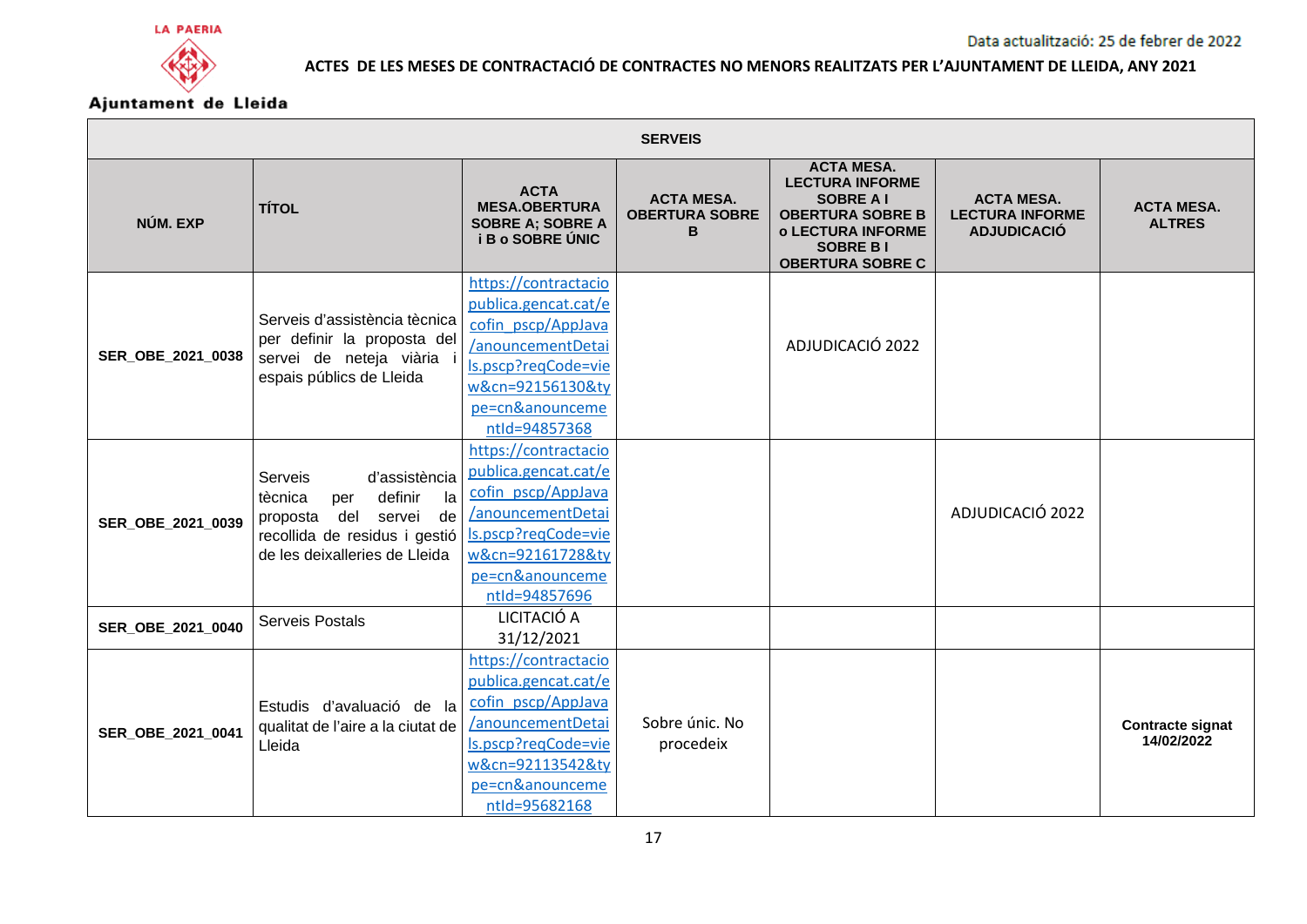LA PAERIA

Ajuntament de Lleida

Data actualització: 25 de febrer de 2022

**ACTES DE LES MESES DE CONTRACTACIÓ DE CONTRACTES NO MENORS REALITZATS PER L'AJUNTAMENT DE LLEIDA, ANY 2021**

| SERVEIS | | | | | | |
|---|---|---|---|---|---|---|
| **NÚM. EXP** | **TÍTOL** | **ACTA MESA.OBERTURA SOBRE A; SOBRE A i B o SOBRE ÚNIC** | **ACTA MESA. OBERTURA SOBRE B** | **ACTA MESA. LECTURA INFORME SOBRE A I OBERTURA SOBRE B o LECTURA INFORME SOBRE B I OBERTURA SOBRE C** | **ACTA MESA. LECTURA INFORME ADJUDICACIÓ** | **ACTA MESA. ALTRES** |
| **SER_OBE_2021_0038** | Serveis d'assistència tècnica per definir la proposta del servei de neteja viària i espais públics de Lleida | https://contractaciopublica.gencat.cat/ecofin_pscp/AppJava/anouncementDetails.pscp?reqCode=view&cn=92156130&type=cn&anouncementId=94857368 | | ADJUDICACIÓ 2022 | | |
| **SER_OBE_2021_0039** | Serveis d'assistència tècnica per definir la proposta del servei de recollida de residus i gestió de les deixalleries de Lleida | https://contractaciopublica.gencat.cat/ecofin_pscp/AppJava/anouncementDetails.pscp?reqCode=view&cn=92161728&type=cn&anouncementId=94857696 | | | ADJUDICACIÓ 2022 | |
| **SER_OBE_2021_0040** | Serveis Postals | LICITACIÓ A 31/12/2021 | | | | |
| **SER_OBE_2021_0041** | Estudis d'avaluació de la qualitat de l'aire a la ciutat de Lleida | https://contractaciopublica.gencat.cat/ecofin_pscp/AppJava/anouncementDetails.pscp?reqCode=view&cn=92113542&type=cn&anouncementId=95682168 | Sobre únic. No procedeix | | | **Contracte signat 14/02/2022** |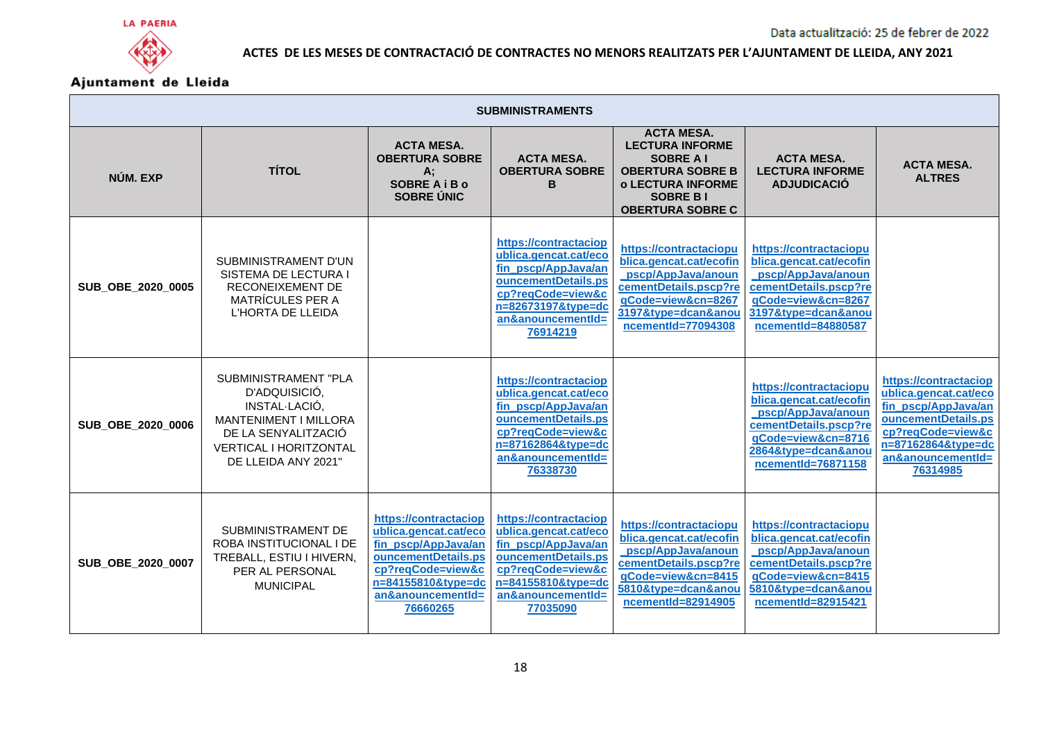Data actualització: 25 de febrer de 2022

**ACTES DE LES MESES DE CONTRACTACIÓ DE CONTRACTES NO MENORS REALITZATS PER L'AJUNTAMENT DE LLEIDA, ANY 2021**

| SUBMINISTRAMENTS | | | | | | |
|---|---|---|---|---|---|---|
| **NÚM. EXP** | **TÍTOL** | **ACTA MESA. OBERTURA SOBRE A; SOBRE A i B o SOBRE ÚNIC** | **ACTA MESA. OBERTURA SOBRE B** | **ACTA MESA. LECTURA INFORME SOBRE A I OBERTURA SOBRE B o LECTURA INFORME SOBRE B I OBERTURA SOBRE C** | **ACTA MESA. LECTURA INFORME ADJUDICACIÓ** | **ACTA MESA. ALTRES** |
| **SUB_OBE_2020_0005** | SUBMINISTRAMENT D'UN SISTEMA DE LECTURA I RECONEIXEMENT DE MATRÍCULES PER A L'HORTA DE LLEIDA | | https://contractaciopublica.gencat.cat/ecofin_pscp/AppJava/anouncementDetails.pscp?reqCode=view&cn=82673197&type=dcan&anouncementId=76914219 | https://contractaciopublica.gencat.cat/ecofin_pscp/AppJava/anouncementDetails.pscp?reqCode=view&cn=82673197&type=dcan&anouncementId=77094308 | https://contractaciopublica.gencat.cat/ecofin_pscp/AppJava/anouncementDetails.pscp?reqCode=view&cn=82673197&type=dcan&anouncementId=84880587 | |
| **SUB_OBE_2020_0006** | SUBMINISTRAMENT "PLA D'ADQUISICIÓ, INSTAL·LACIÓ, MANTENIMENT I MILLORA DE LA SENYALITZACIÓ VERTICAL I HORITZONTAL DE LLEIDA ANY 2021" | | https://contractaciopublica.gencat.cat/ecofin_pscp/AppJava/anouncementDetails.pscp?reqCode=view&cn=87162864&type=dcan&anouncementId=76338730 | | https://contractaciopublica.gencat.cat/ecofin_pscp/AppJava/anouncementDetails.pscp?reqCode=view&cn=87162864&type=dcan&anouncementId=76871158 | https://contractaciopublica.gencat.cat/ecofin_pscp/AppJava/anouncementDetails.pscp?reqCode=view&cn=87162864&type=dcan&anouncementId=76314985 |
| **SUB_OBE_2020_0007** | SUBMINISTRAMENT DE ROBA INSTITUCIONAL I DE TREBALL, ESTIU I HIVERN, PER AL PERSONAL MUNICIPAL | https://contractaciopublica.gencat.cat/ecofin_pscp/AppJava/anouncementDetails.pscp?reqCode=view&cn=84155810&type=dcan&anouncementId=76660265 | https://contractaciopublica.gencat.cat/ecofin_pscp/AppJava/anouncementDetails.pscp?reqCode=view&cn=84155810&type=dcan&anouncementId=77035090 | https://contractaciopublica.gencat.cat/ecofin_pscp/AppJava/anouncementDetails.pscp?reqCode=view&cn=84155810&type=dcan&anouncementId=82914905 | https://contractaciopublica.gencat.cat/ecofin_pscp/AppJava/anouncementDetails.pscp?reqCode=view&cn=84155810&type=dcan&anouncementId=82915421 | |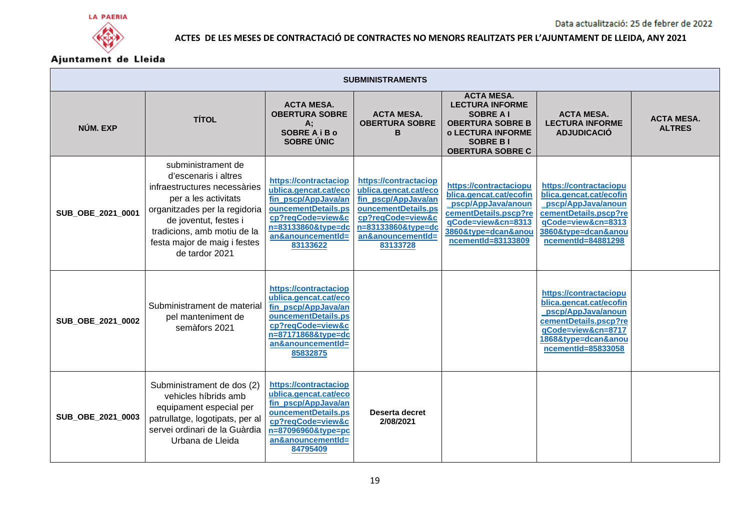Data actualització: 25 de febrer de 2022

**ACTES DE LES MESES DE CONTRACTACIÓ DE CONTRACTES NO MENORS REALITZATS PER L'AJUNTAMENT DE LLEIDA, ANY 2021**

| SUBMINISTRAMENTS | | | | | | |
|---|---|---|---|---|---|---|
| **NÚM. EXP** | **TÍTOL** | **ACTA MESA. OBERTURA SOBRE A; SOBRE A i B o SOBRE ÚNIC** | **ACTA MESA. OBERTURA SOBRE B** | **ACTA MESA. LECTURA INFORME SOBRE A I OBERTURA SOBRE B o LECTURA INFORME SOBRE B I OBERTURA SOBRE C** | **ACTA MESA. LECTURA INFORME ADJUDICACIÓ** | **ACTA MESA. ALTRES** |
| **SUB_OBE_2021_0001** | subministrament de d'escenaris i altres infraestructures necessàries per a les activitats organitzades per la regidoria de joventut, festes i tradicions, amb motiu de la festa major de maig i festes de tardor 2021 | https://contractaciopublica.gencat.cat/ecofin_pscp/AppJava/anouncementDetails.pscp?reqCode=view&cn=83133860&type=dcan&anouncementId=83133622 | https://contractaciopublica.gencat.cat/ecofin_pscp/AppJava/anouncementDetails.pscp?reqCode=view&cn=83133860&type=dcan&anouncementId=83133728 | https://contractaciopublica.gencat.cat/ecofin_pscp/AppJava/anouncementDetails.pscp?reqCode=view&cn=83133860&type=dcan&anouncementId=83133809 | https://contractaciopublica.gencat.cat/ecofin_pscp/AppJava/anouncementDetails.pscp?reqCode=view&cn=83133860&type=dcan&anouncementId=84881298 | |
| **SUB_OBE_2021_0002** | Subministrament de material pel manteniment de semàfors 2021 | https://contractaciopublica.gencat.cat/ecofin_pscp/AppJava/anouncementDetails.pscp?reqCode=view&cn=87171868&type=dcan&anouncementId=85832875 | | | https://contractaciopublica.gencat.cat/ecofin_pscp/AppJava/anouncementDetails.pscp?reqCode=view&cn=87171868&type=dcan&anouncementId=85833058 | |
| **SUB_OBE_2021_0003** | Subministrament de dos (2) vehicles híbrids amb equipament especial per patrullatge, logotipats, per al servei ordinari de la Guàrdia Urbana de Lleida | https://contractaciopublica.gencat.cat/ecofin_pscp/AppJava/anouncementDetails.pscp?reqCode=view&cn=87096960&type=pcan&anouncementId=84795409 | **Deserta decret 2/08/2021** | | | |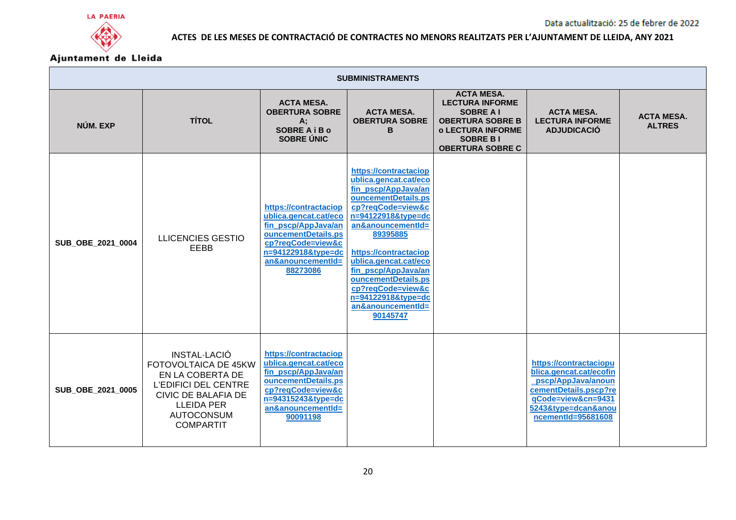LA PAERIA

Ajuntament de Lleida

Data actualització: 25 de febrer de 2022

**ACTES DE LES MESES DE CONTRACTACIÓ DE CONTRACTES NO MENORS REALITZATS PER L'AJUNTAMENT DE LLEIDA, ANY 2021**

| SUBMINISTRAMENTS | | | | | | |
|---|---|---|---|---|---|---|
| **NÚM. EXP** | **TÍTOL** | **ACTA MESA. OBERTURA SOBRE A; SOBRE A i B o SOBRE ÚNIC** | **ACTA MESA. OBERTURA SOBRE B** | **ACTA MESA. LECTURA INFORME SOBRE A I OBERTURA SOBRE B o LECTURA INFORME SOBRE B I OBERTURA SOBRE C** | **ACTA MESA. LECTURA INFORME ADJUDICACIÓ** | **ACTA MESA. ALTRES** |
| **SUB_OBE_2021_0004** | LLICENCIES GESTIO EEBB | https://contractaciopublica.gencat.cat/ecofin_pscp/AppJava/anouncementDetails.pscp?reqCode=view&cn=94122918&type=dcan&anouncementId=88273086 | https://contractaciopublica.gencat.cat/ecofin_pscp/AppJava/anouncementDetails.pscp?reqCode=view&cn=94122918&type=dcan&anouncementId=89395885<br><br>https://contractaciopublica.gencat.cat/ecofin_pscp/AppJava/anouncementDetails.pscp?reqCode=view&cn=94122918&type=dcan&anouncementId=90145747 | | | |
| **SUB_OBE_2021_0005** | INSTAL·LACIÓ FOTOVOLTAICA DE 45KW EN LA COBERTA DE L'EDIFICI DEL CENTRE CIVIC DE BALAFIA DE LLEIDA PER AUTOCONSUM COMPARTIT | https://contractaciopublica.gencat.cat/ecofin_pscp/AppJava/anouncementDetails.pscp?reqCode=view&cn=94315243&type=dcan&anouncementId=90091198 | | | https://contractaciopublica.gencat.cat/ecofin_pscp/AppJava/anouncementDetails.pscp?reqCode=view&cn=94315243&type=dcan&anouncementId=95681608 | |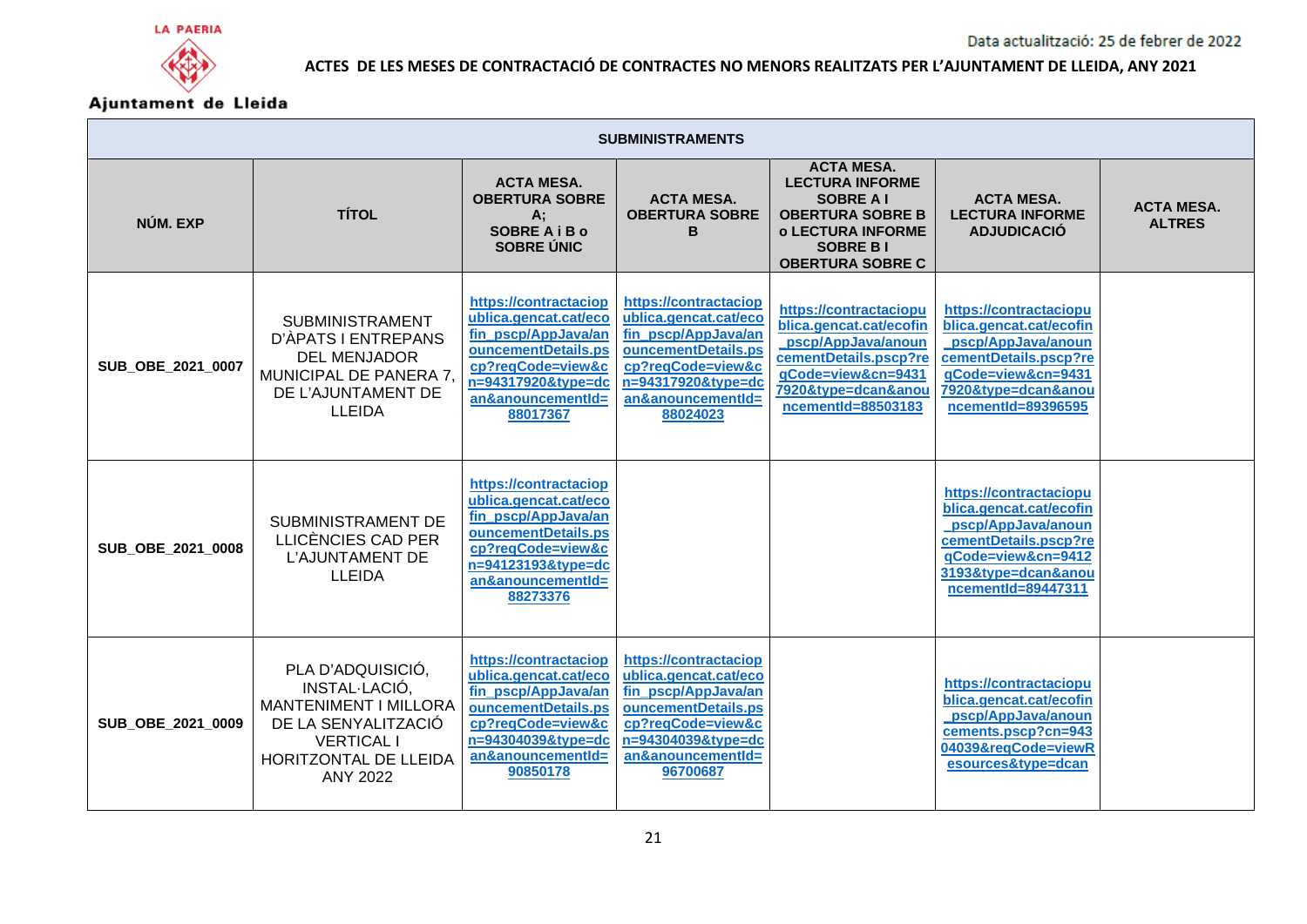LA PAERIA

Ajuntament de Lleida

Data actualització: 25 de febrer de 2022

**ACTES DE LES MESES DE CONTRACTACIÓ DE CONTRACTES NO MENORS REALITZATS PER L'AJUNTAMENT DE LLEIDA, ANY 2021**

| SUBMINISTRAMENTS | | | | | | |
|---|---|---|---|---|---|---|
| **NÚM. EXP** | **TÍTOL** | **ACTA MESA. OBERTURA SOBRE A; SOBRE A i B o SOBRE ÚNIC** | **ACTA MESA. OBERTURA SOBRE B** | **ACTA MESA. LECTURA INFORME SOBRE A I OBERTURA SOBRE B o LECTURA INFORME SOBRE B I OBERTURA SOBRE C** | **ACTA MESA. LECTURA INFORME ADJUDICACIÓ** | **ACTA MESA. ALTRES** |
| **SUB_OBE_2021_0007** | SUBMINISTRAMENT D'ÀPATS I ENTREPANS DEL MENJADOR MUNICIPAL DE PANERA 7, DE L'AJUNTAMENT DE LLEIDA | https://contractaciopublica.gencat.cat/ecofin_pscp/AppJava/anouncementDetails.pscp?reqCode=view&cn=94317920&type=dcan&anouncementId=88017367 | https://contractaciopublica.gencat.cat/ecofin_pscp/AppJava/anouncementDetails.pscp?reqCode=view&cn=94317920&type=dcan&anouncementId=88024023 | https://contractaciopublica.gencat.cat/ecofin_pscp/AppJava/anouncementDetails.pscp?reqCode=view&cn=94317920&type=dcan&anouncementId=88503183 | https://contractaciopublica.gencat.cat/ecofin_pscp/AppJava/anouncementDetails.pscp?reqCode=view&cn=94317920&type=dcan&anouncementId=89396595 | |
| **SUB_OBE_2021_0008** | SUBMINISTRAMENT DE LLICÈNCIES CAD PER L'AJUNTAMENT DE LLEIDA | https://contractaciopublica.gencat.cat/ecofin_pscp/AppJava/anouncementDetails.pscp?reqCode=view&cn=94123193&type=dcan&anouncementId=88273376 | | | https://contractaciopublica.gencat.cat/ecofin_pscp/AppJava/anouncementDetails.pscp?reqCode=view&cn=94123193&type=dcan&anouncementId=89447311 | |
| **SUB_OBE_2021_0009** | PLA D'ADQUISICIÓ, INSTAL·LACIÓ, MANTENIMENT I MILLORA DE LA SENYALITZACIÓ VERTICAL I HORITZONTAL DE LLEIDA ANY 2022 | https://contractaciopublica.gencat.cat/ecofin_pscp/AppJava/anouncementDetails.pscp?reqCode=view&cn=94304039&type=dcan&anouncementId=90850178 | https://contractaciopublica.gencat.cat/ecofin_pscp/AppJava/anouncementDetails.pscp?reqCode=view&cn=94304039&type=dcan&anouncementId=96700687 | | https://contractaciopublica.gencat.cat/ecofin_pscp/AppJava/anouncements.pscp?cn=94304039&reqCode=viewResources&type=dcan | |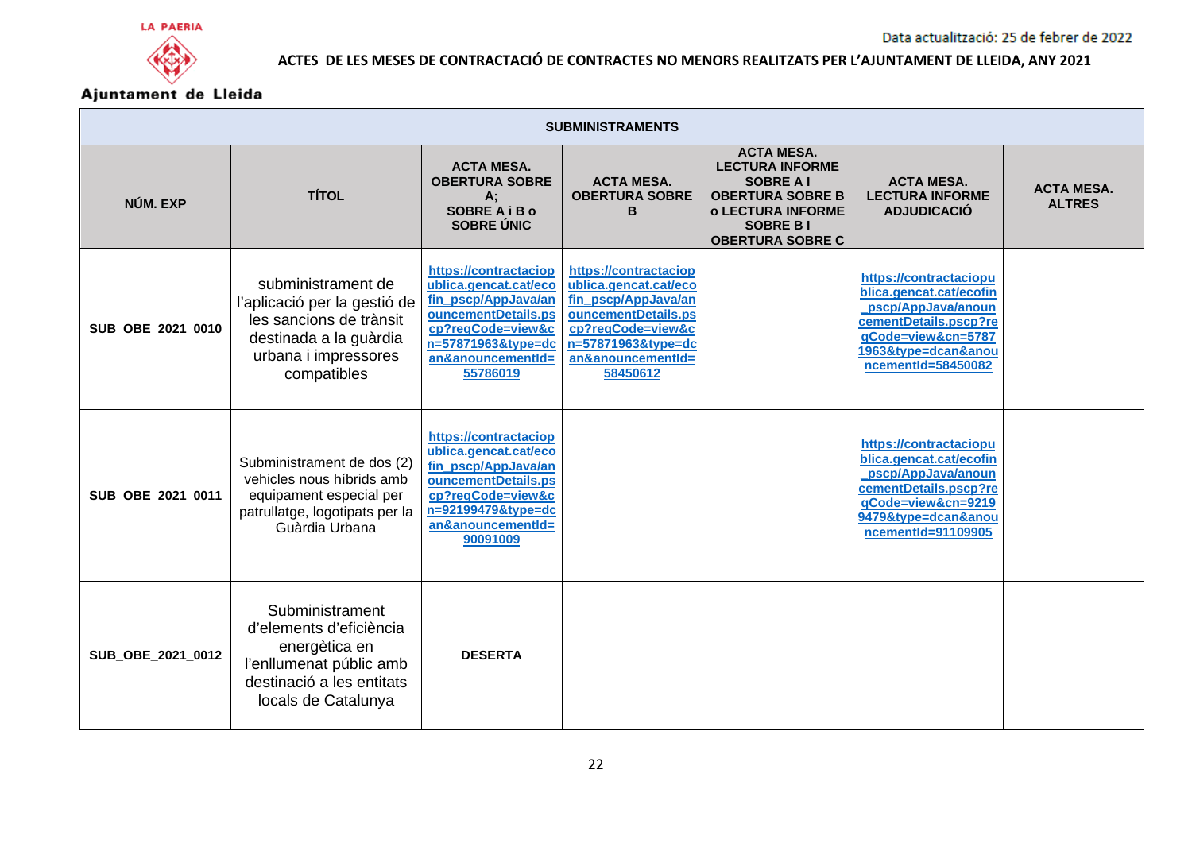Data actualització: 25 de febrer de 2022

## ACTES DE LES MESES DE CONTRACTACIÓ DE CONTRACTES NO MENORS REALITZATS PER L'AJUNTAMENT DE LLEIDA, ANY 2021

| SUBMINISTRAMENTS | | | | | | |
|---|---|---|---|---|---|---|
| **NÚM. EXP** | **TÍTOL** | **ACTA MESA. OBERTURA SOBRE A; SOBRE A i B o SOBRE ÚNIC** | **ACTA MESA. OBERTURA SOBRE B** | **ACTA MESA. LECTURA INFORME SOBRE A I OBERTURA SOBRE B o LECTURA INFORME SOBRE B I OBERTURA SOBRE C** | **ACTA MESA. LECTURA INFORME ADJUDICACIÓ** | **ACTA MESA. ALTRES** |
| **SUB_OBE_2021_0010** | subministrament de l'aplicació per la gestió de les sancions de trànsit destinada a la guàrdia urbana i impressores compatibles | https://contractaciopublica.gencat.cat/ecofin_pscp/AppJava/anouncementDetails.pscp?reqCode=view&cn=57871963&type=dcan&anouncementId=55786019 | https://contractaciopublica.gencat.cat/ecofin_pscp/AppJava/anouncementDetails.pscp?reqCode=view&cn=57871963&type=dcan&anouncementId=58450612 | | https://contractaciopublica.gencat.cat/ecofin_pscp/AppJava/anouncementDetails.pscp?reqCode=view&cn=57871963&type=dcan&anouncementId=58450082 | |
| **SUB_OBE_2021_0011** | Subministrament de dos (2) vehicles nous híbrids amb equipament especial per patrullatge, logotipats per la Guàrdia Urbana | https://contractaciopublica.gencat.cat/ecofin_pscp/AppJava/anouncementDetails.pscp?reqCode=view&cn=92199479&type=dcan&anouncementId=90091009 | | | https://contractaciopublica.gencat.cat/ecofin_pscp/AppJava/anouncementDetails.pscp?reqCode=view&cn=92199479&type=dcan&anouncementId=91109905 | |
| **SUB_OBE_2021_0012** | Subministrament d'elements d'eficiència energètica en l'enllumenat públic amb destinació a les entitats locals de Catalunya | **DESERTA** | | | | |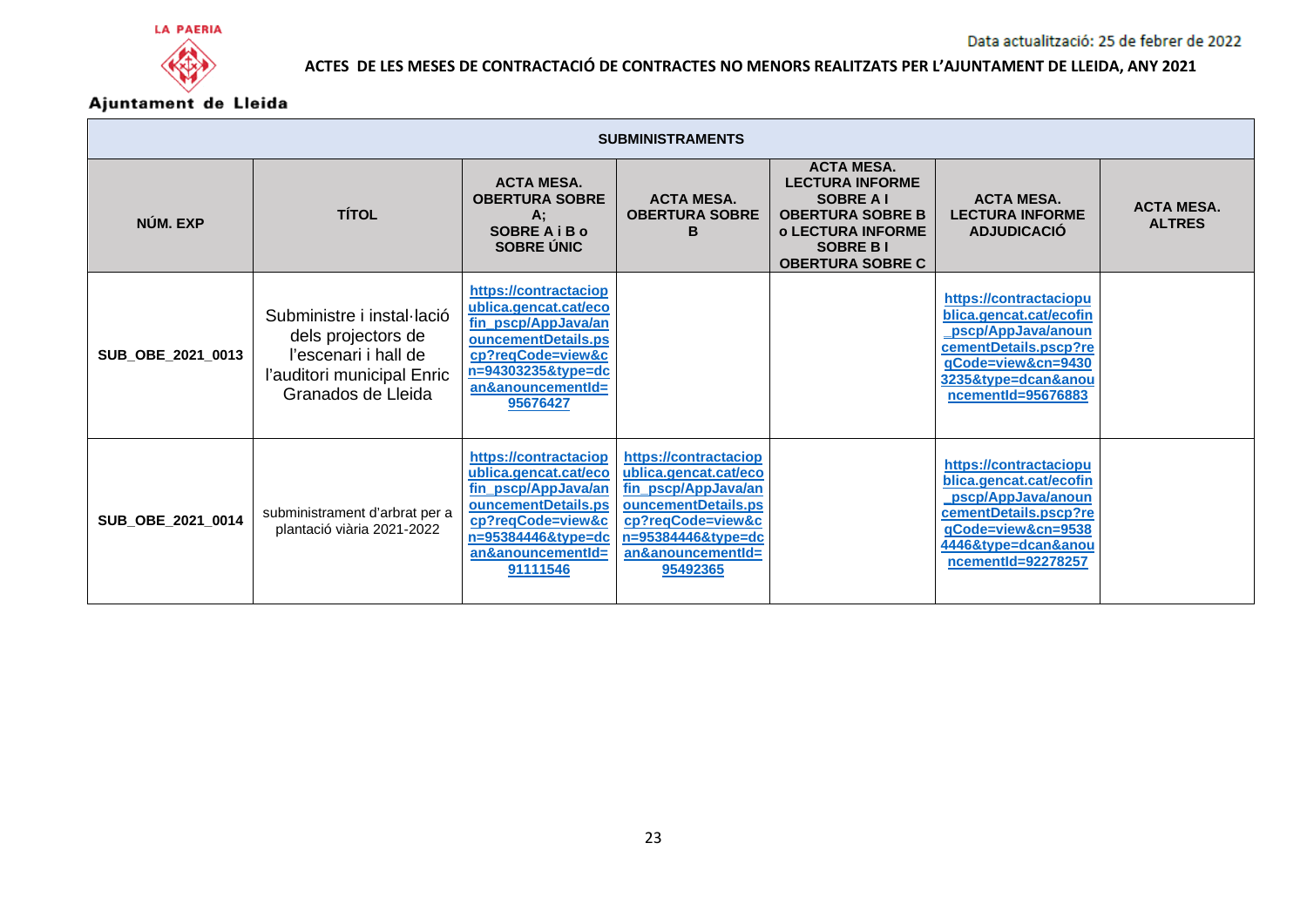Data actualització: 25 de febrer de 2022

**ACTES DE LES MESES DE CONTRACTACIÓ DE CONTRACTES NO MENORS REALITZATS PER L'AJUNTAMENT DE LLEIDA, ANY 2021**

| SUBMINISTRAMENTS | | | | | | |
|---|---|---|---|---|---|---|
| **NÚM. EXP** | **TÍTOL** | **ACTA MESA. OBERTURA SOBRE A; SOBRE A i B o SOBRE ÚNIC** | **ACTA MESA. OBERTURA SOBRE B** | **ACTA MESA. LECTURA INFORME SOBRE A I OBERTURA SOBRE B o LECTURA INFORME SOBRE B I OBERTURA SOBRE C** | **ACTA MESA. LECTURA INFORME ADJUDICACIÓ** | **ACTA MESA. ALTRES** |
| **SUB_OBE_2021_0013** | Subministre i instal·lació dels projectors de l'escenari i hall de l'auditori municipal Enric Granados de Lleida | https://contractaciopublica.gencat.cat/ecofin_pscp/AppJava/anouncementDetails.pscp?reqCode=view&cn=94303235&type=dcan&anouncementId=95676427 | | | https://contractaciopublica.gencat.cat/ecofin_pscp/AppJava/anouncementDetails.pscp?reqCode=view&cn=94303235&type=dcan&anouncementId=95676883 | |
| **SUB_OBE_2021_0014** | subministrament d'arbrat per a plantació viària 2021-2022 | https://contractaciopublica.gencat.cat/ecofin_pscp/AppJava/anouncementDetails.pscp?reqCode=view&cn=95384446&type=dcan&anouncementId=91111546 | https://contractaciopublica.gencat.cat/ecofin_pscp/AppJava/anouncementDetails.pscp?reqCode=view&cn=95384446&type=dcan&anouncementId=95492365 | | https://contractaciopublica.gencat.cat/ecofin_pscp/AppJava/anouncementDetails.pscp?reqCode=view&cn=95384446&type=dcan&anouncementId=92278257 | |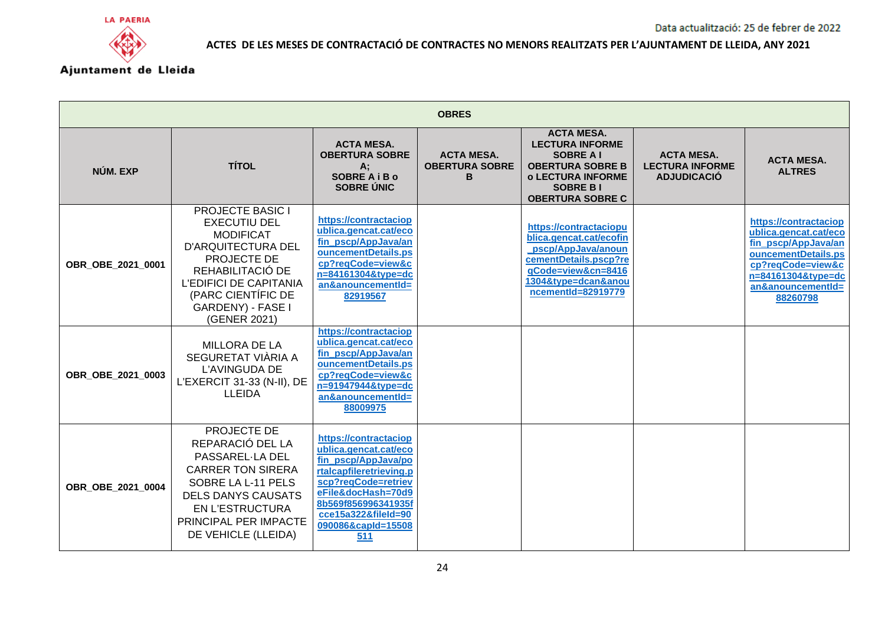Data actualització: 25 de febrer de 2022

**ACTES DE LES MESES DE CONTRACTACIÓ DE CONTRACTES NO MENORS REALITZATS PER L'AJUNTAMENT DE LLEIDA, ANY 2021**

| OBRES | | | | | | |
|---|---|---|---|---|---|---|
| **NÚM. EXP** | **TÍTOL** | **ACTA MESA. OBERTURA SOBRE A; SOBRE A i B o SOBRE ÚNIC** | **ACTA MESA. OBERTURA SOBRE B** | **ACTA MESA. LECTURA INFORME SOBRE A I OBERTURA SOBRE B o LECTURA INFORME SOBRE B I OBERTURA SOBRE C** | **ACTA MESA. LECTURA INFORME ADJUDICACIÓ** | **ACTA MESA. ALTRES** |
| **OBR_OBE_2021_0001** | PROJECTE BASIC I EXECUTIU DEL MODIFICAT D'ARQUITECTURA DEL PROJECTE DE REHABILITACIÓ DE L'EDIFICI DE CAPITANIA (PARC CIENTÍFIC DE GARDENY) - FASE I (GENER 2021) | https://contractaciopublica.gencat.cat/ecofin_pscp/AppJava/anouncementDetails.pscp?reqCode=view&cn=84161304&type=dcan&anouncementId=82919567 | | https://contractaciopublica.gencat.cat/ecofin_pscp/AppJava/anouncementDetails.pscp?reqCode=view&cn=84161304&type=dcan&anouncementId=82919779 | | https://contractaciopublica.gencat.cat/ecofin_pscp/AppJava/anouncementDetails.pscp?reqCode=view&cn=84161304&type=dcan&anouncementId=88260798 |
| **OBR_OBE_2021_0003** | MILLORA DE LA SEGURETAT VIÀRIA A L'AVINGUDA DE L'EXERCIT 31-33 (N-II), DE LLEIDA | https://contractaciopublica.gencat.cat/ecofin_pscp/AppJava/anouncementDetails.pscp?reqCode=view&cn=91947944&type=dcan&anouncementId=88009975 | | | | |
| **OBR_OBE_2021_0004** | PROJECTE DE REPARACIÓ DEL LA PASSAREL·LA DEL CARRER TON SIRERA SOBRE LA L-11 PELS DELS DANYS CAUSATS EN L'ESTRUCTURA PRINCIPAL PER IMPACTE DE VEHICLE (LLEIDA) | https://contractaciopublica.gencat.cat/ecofin_pscp/AppJava/portalcapfileretrieving.pscp?reqCode=retrieveFile&docHash=70d98b569f856996341935fcce15a322&fileId=90090086&capId=15508511 | | | | |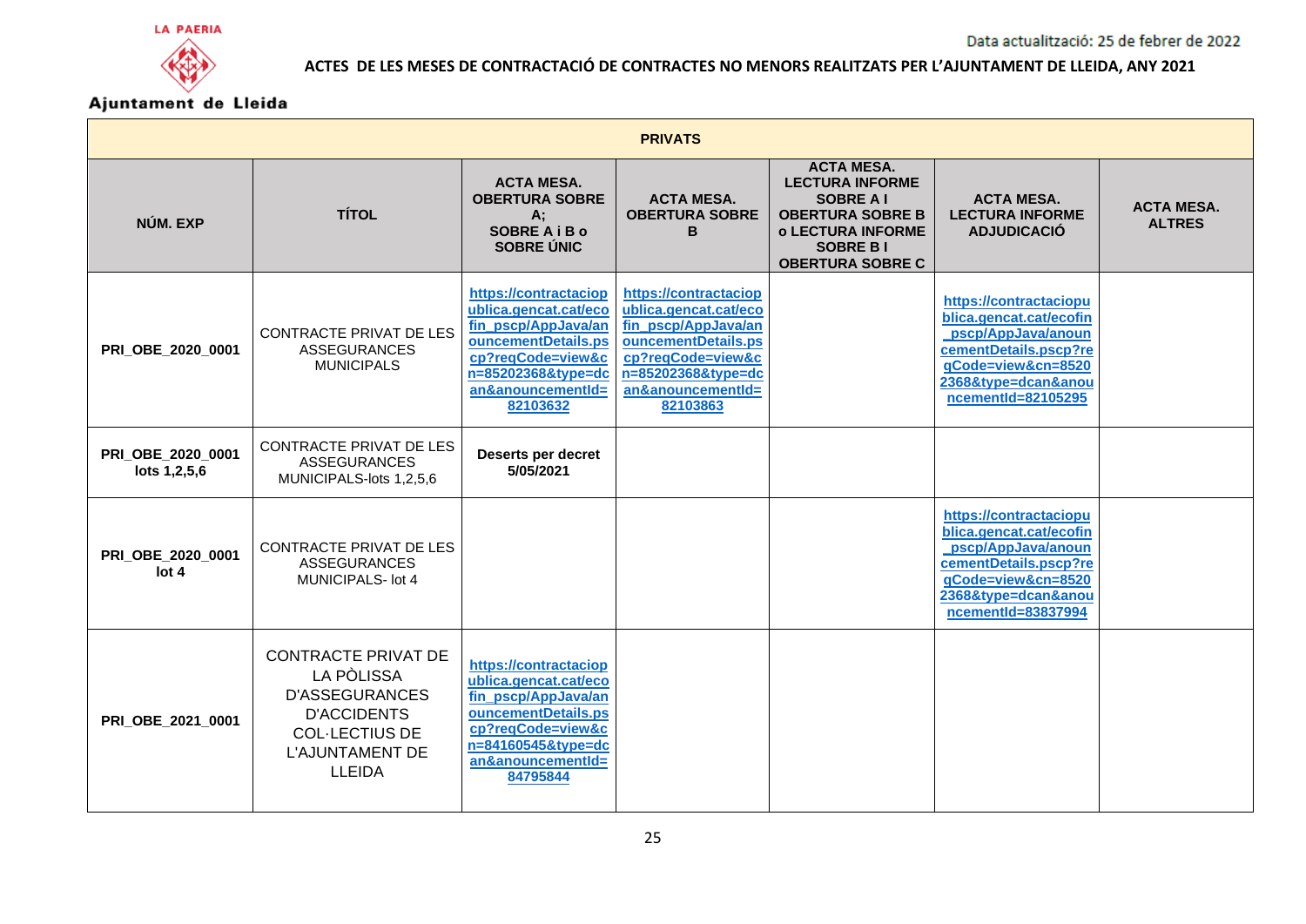LA PAERIA

Ajuntament de Lleida

Data actualització: 25 de febrer de 2022

**ACTES DE LES MESES DE CONTRACTACIÓ DE CONTRACTES NO MENORS REALITZATS PER L'AJUNTAMENT DE LLEIDA, ANY 2021**

| **PRIVATS** | | | | | | |
|---|---|---|---|---|---|---|
| **NÚM. EXP** | **TÍTOL** | **ACTA MESA. OBERTURA SOBRE A; SOBRE A i B o SOBRE ÚNIC** | **ACTA MESA. OBERTURA SOBRE B** | **ACTA MESA. LECTURA INFORME SOBRE A I OBERTURA SOBRE B o LECTURA INFORME SOBRE B I OBERTURA SOBRE C** | **ACTA MESA. LECTURA INFORME ADJUDICACIÓ** | **ACTA MESA. ALTRES** |
| **PRI_OBE_2020_0001** | CONTRACTE PRIVAT DE LES ASSEGURANCES MUNICIPALS | https://contractaciopublica.gencat.cat/ecofin_pscp/AppJava/anouncementDetails.pscp?reqCode=view&cn=85202368&type=dcan&anouncementId=82103632 | https://contractaciopublica.gencat.cat/ecofin_pscp/AppJava/anouncementDetails.pscp?reqCode=view&cn=85202368&type=dcan&anouncementId=82103863 | | https://contractaciopublica.gencat.cat/ecofin_pscp/AppJava/anouncementDetails.pscp?reqCode=view&cn=85202368&type=dcan&anouncementId=82105295 | |
| **PRI_OBE_2020_0001 lots 1,2,5,6** | CONTRACTE PRIVAT DE LES ASSEGURANCES MUNICIPALS-lots 1,2,5,6 | **Deserts per decret 5/05/2021** | | | | |
| **PRI_OBE_2020_0001 lot 4** | CONTRACTE PRIVAT DE LES ASSEGURANCES MUNICIPALS- lot 4 | | | | https://contractaciopublica.gencat.cat/ecofin_pscp/AppJava/anouncementDetails.pscp?reqCode=view&cn=85202368&type=dcan&anouncementId=83837994 | |
| **PRI_OBE_2021_0001** | CONTRACTE PRIVAT DE LA PÒLISSA D'ASSEGURANCES D'ACCIDENTS COL·LECTIUS DE L'AJUNTAMENT DE LLEIDA | https://contractaciopublica.gencat.cat/ecofin_pscp/AppJava/anouncementDetails.pscp?reqCode=view&cn=84160545&type=dcan&anouncementId=84795844 | | | | |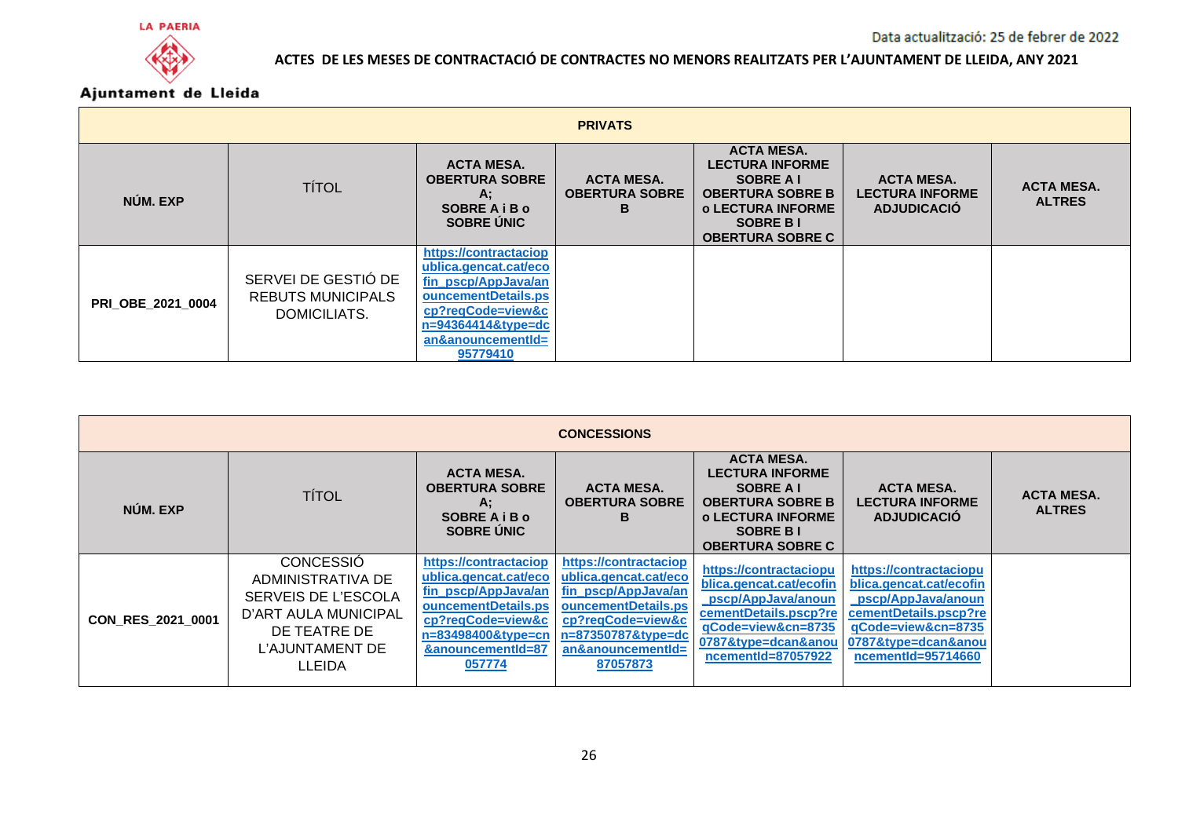LA PAERIA

Ajuntament de Lleida

Data actualització: 25 de febrer de 2022

**ACTES DE LES MESES DE CONTRACTACIÓ DE CONTRACTES NO MENORS REALITZATS PER L'AJUNTAMENT DE LLEIDA, ANY 2021**

| PRIVATS | | | | | | |
|---|---|---|---|---|---|---|
| **NÚM. EXP** | TÍTOL | **ACTA MESA. OBERTURA SOBRE A; SOBRE A i B o SOBRE ÚNIC** | **ACTA MESA. OBERTURA SOBRE B** | **ACTA MESA. LECTURA INFORME SOBRE A I OBERTURA SOBRE B o LECTURA INFORME SOBRE B I OBERTURA SOBRE C** | **ACTA MESA. LECTURA INFORME ADJUDICACIÓ** | **ACTA MESA. ALTRES** |
| **PRI_OBE_2021_0004** | SERVEI DE GESTIÓ DE REBUTS MUNICIPALS DOMICILIATS. | https://contractaciopublica.gencat.cat/ecofin_pscp/AppJava/anouncementDetails.pscp?reqCode=view&cn=94364414&type=dcan&anouncementId=95779410 | | | | |

| CONCESSIONS | | | | | | |
|---|---|---|---|---|---|---|
| **NÚM. EXP** | TÍTOL | **ACTA MESA. OBERTURA SOBRE A; SOBRE A i B o SOBRE ÚNIC** | **ACTA MESA. OBERTURA SOBRE B** | **ACTA MESA. LECTURA INFORME SOBRE A I OBERTURA SOBRE B o LECTURA INFORME SOBRE B I OBERTURA SOBRE C** | **ACTA MESA. LECTURA INFORME ADJUDICACIÓ** | **ACTA MESA. ALTRES** |
| **CON_RES_2021_0001** | CONCESSIÓ ADMINISTRATIVA DE SERVEIS DE L'ESCOLA D'ART AULA MUNICIPAL DE TEATRE DE L'AJUNTAMENT DE LLEIDA | https://contractaciopublica.gencat.cat/ecofin_pscp/AppJava/anouncementDetails.pscp?reqCode=view&cn=83498400&type=cn&anouncementId=87057774 | https://contractaciopublica.gencat.cat/ecofin_pscp/AppJava/anouncementDetails.pscp?reqCode=view&cn=87350787&type=dcan&anouncementId=87057873 | https://contractaciopublica.gencat.cat/ecofin_pscp/AppJava/anouncementDetails.pscp?reqCode=view&cn=87350787&type=dcan&anouncementId=87057922 | https://contractaciopublica.gencat.cat/ecofin_pscp/AppJava/anouncementDetails.pscp?reqCode=view&cn=87350787&type=dcan&anouncementId=95714660 | |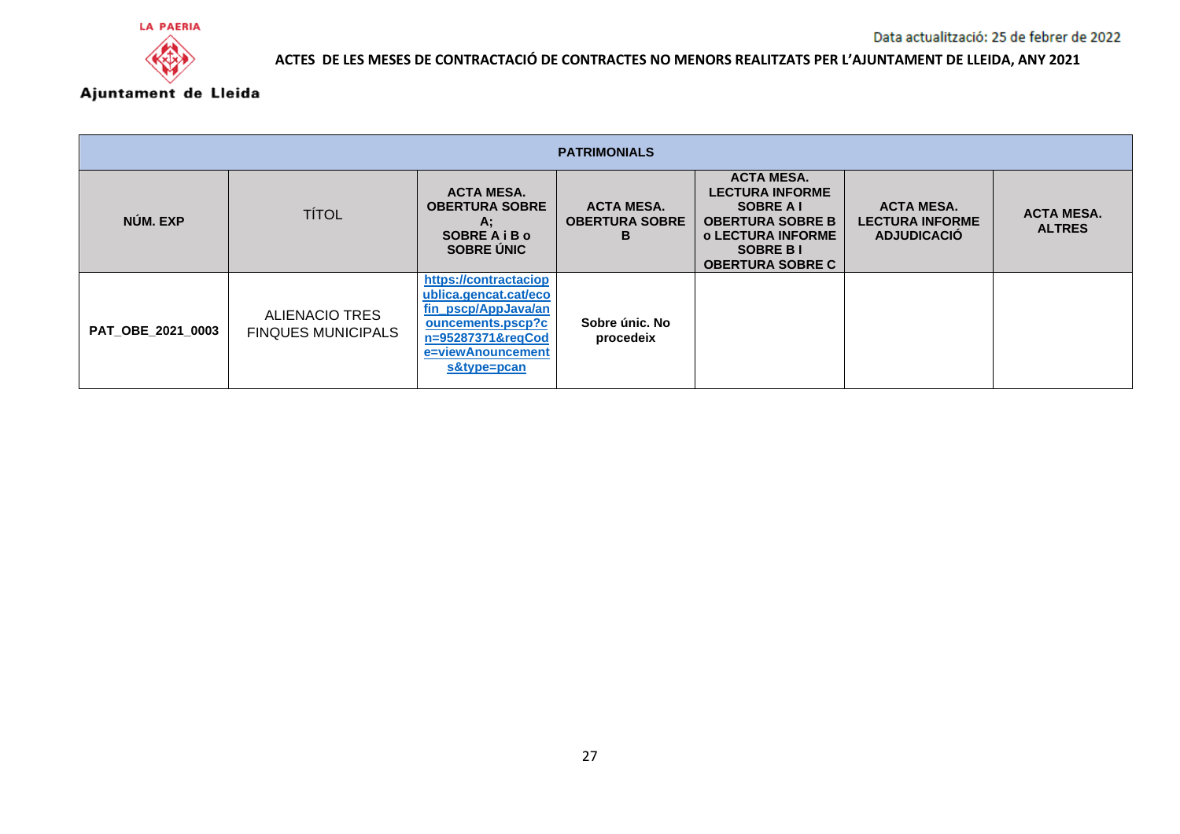LA PAERIA

Ajuntament de Lleida

Data actualització: 25 de febrer de 2022

**ACTES DE LES MESES DE CONTRACTACIÓ DE CONTRACTES NO MENORS REALITZATS PER L'AJUNTAMENT DE LLEIDA, ANY 2021**

| PATRIMONIALS | | | | | | |
|---|---|---|---|---|---|---|
| **NÚM. EXP** | TÍTOL | **ACTA MESA. OBERTURA SOBRE A; SOBRE A i B o SOBRE ÚNIC** | **ACTA MESA. OBERTURA SOBRE B** | **ACTA MESA. LECTURA INFORME SOBRE A I OBERTURA SOBRE B o LECTURA INFORME SOBRE B I OBERTURA SOBRE C** | **ACTA MESA. LECTURA INFORME ADJUDICACIÓ** | **ACTA MESA. ALTRES** |
| **PAT_OBE_2021_0003** | ALIENACIO TRES FINQUES MUNICIPALS | **https://contractaciopublica.gencat.cat/ecofin_pscp/AppJava/anouncements.pscp?cn=95287371&reqCode=viewAnouncements&type=pcan** | **Sobre únic. No procedeix** | | | |